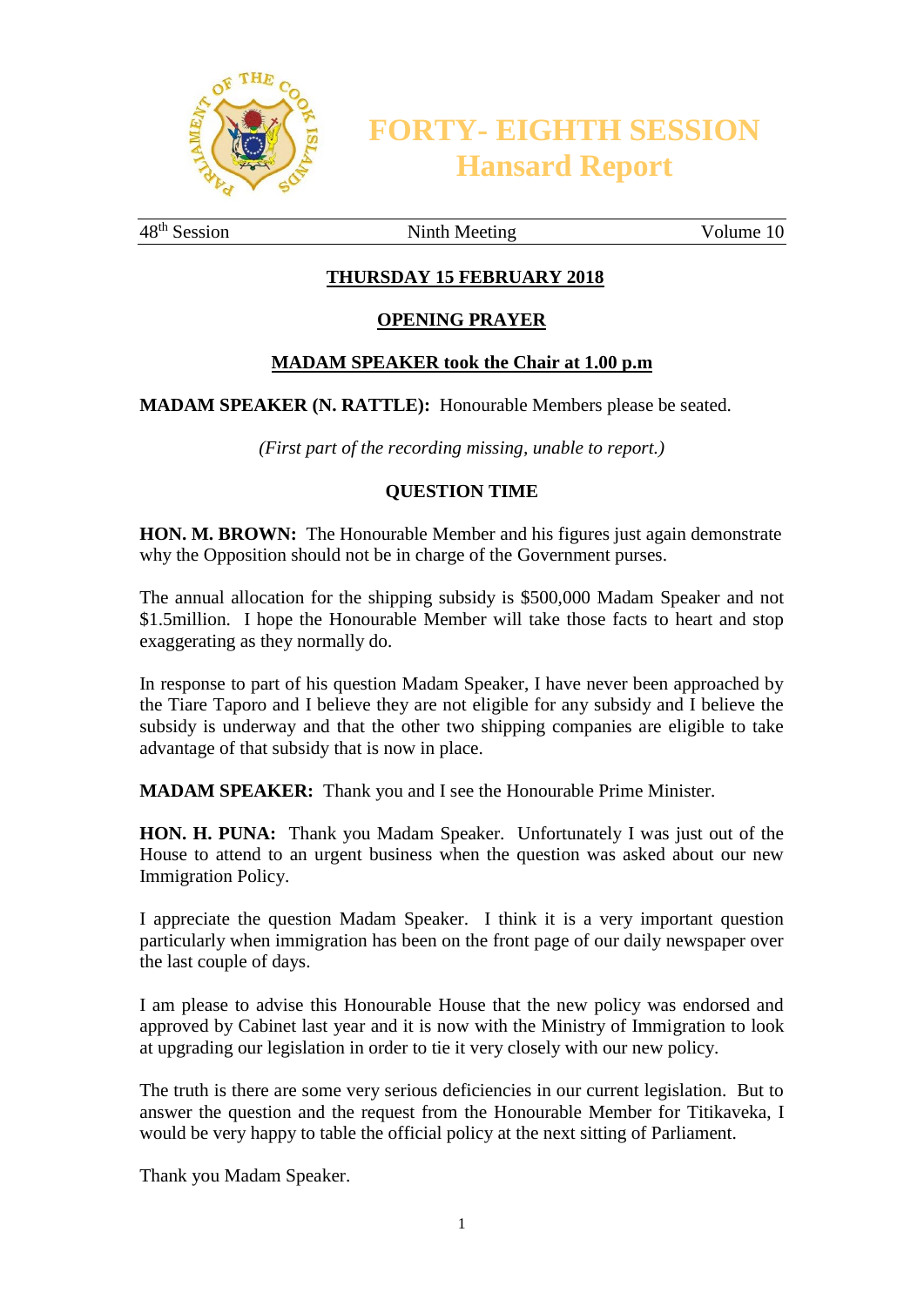# FORTY- EIGHTH SESSION
## Hansard Report

48th Session | Ninth Meeting | Volume 10

**THURSDAY 15 FEBRUARY 2018**

**OPENING PRAYER**

**MADAM SPEAKER took the Chair at 1.00 p.m**

**MADAM SPEAKER (N. RATTLE):** Honourable Members please be seated.

*(First part of the recording missing, unable to report.)*

**QUESTION TIME**

**HON. M. BROWN:** The Honourable Member and his figures just again demonstrate why the Opposition should not be in charge of the Government purses.

The annual allocation for the shipping subsidy is $500,000 Madam Speaker and not $1.5million. I hope the Honourable Member will take those facts to heart and stop exaggerating as they normally do.

In response to part of his question Madam Speaker, I have never been approached by the Tiare Taporo and I believe they are not eligible for any subsidy and I believe the subsidy is underway and that the other two shipping companies are eligible to take advantage of that subsidy that is now in place.

**MADAM SPEAKER:** Thank you and I see the Honourable Prime Minister.

**HON. H. PUNA:** Thank you Madam Speaker. Unfortunately I was just out of the House to attend to an urgent business when the question was asked about our new Immigration Policy.

I appreciate the question Madam Speaker. I think it is a very important question particularly when immigration has been on the front page of our daily newspaper over the last couple of days.

I am please to advise this Honourable House that the new policy was endorsed and approved by Cabinet last year and it is now with the Ministry of Immigration to look at upgrading our legislation in order to tie it very closely with our new policy.

The truth is there are some very serious deficiencies in our current legislation. But to answer the question and the request from the Honourable Member for Titikaveka, I would be very happy to table the official policy at the next sitting of Parliament.

Thank you Madam Speaker.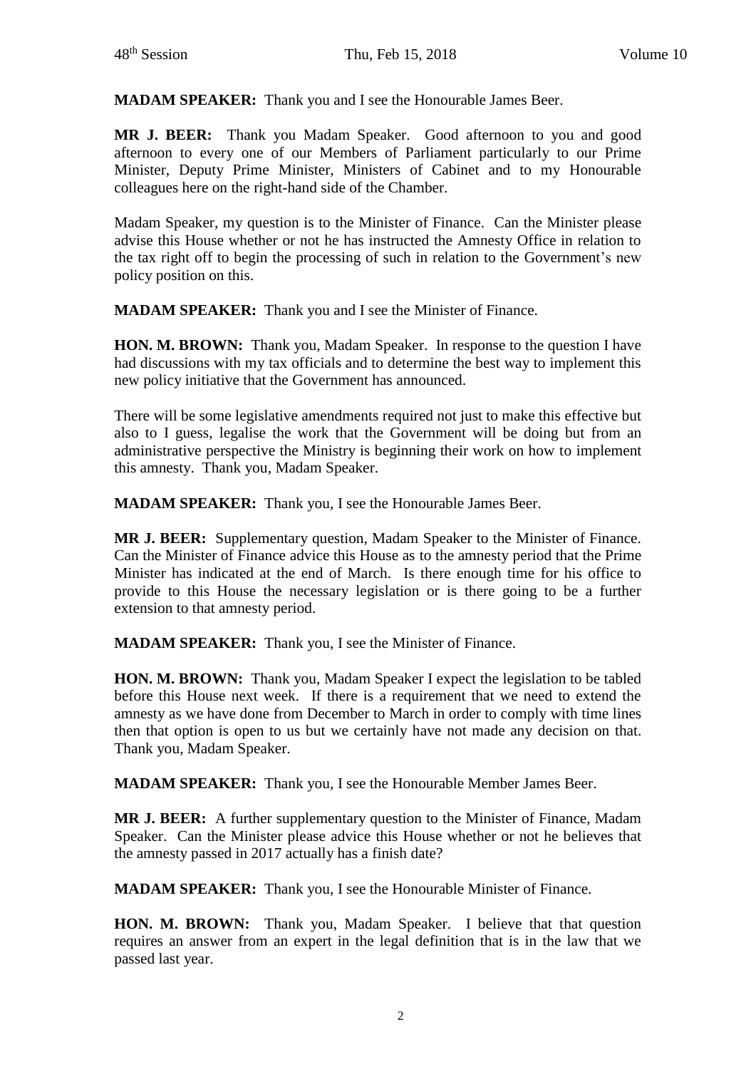**MADAM SPEAKER:** Thank you and I see the Honourable James Beer.

**MR J. BEER:** Thank you Madam Speaker. Good afternoon to you and good afternoon to every one of our Members of Parliament particularly to our Prime Minister, Deputy Prime Minister, Ministers of Cabinet and to my Honourable colleagues here on the right-hand side of the Chamber.

Madam Speaker, my question is to the Minister of Finance. Can the Minister please advise this House whether or not he has instructed the Amnesty Office in relation to the tax right off to begin the processing of such in relation to the Government's new policy position on this.

**MADAM SPEAKER:** Thank you and I see the Minister of Finance.

**HON. M. BROWN:** Thank you, Madam Speaker. In response to the question I have had discussions with my tax officials and to determine the best way to implement this new policy initiative that the Government has announced.

There will be some legislative amendments required not just to make this effective but also to I guess, legalise the work that the Government will be doing but from an administrative perspective the Ministry is beginning their work on how to implement this amnesty. Thank you, Madam Speaker.

**MADAM SPEAKER:** Thank you, I see the Honourable James Beer.

**MR J. BEER:** Supplementary question, Madam Speaker to the Minister of Finance. Can the Minister of Finance advice this House as to the amnesty period that the Prime Minister has indicated at the end of March. Is there enough time for his office to provide to this House the necessary legislation or is there going to be a further extension to that amnesty period.

**MADAM SPEAKER:** Thank you, I see the Minister of Finance.

**HON. M. BROWN:** Thank you, Madam Speaker I expect the legislation to be tabled before this House next week. If there is a requirement that we need to extend the amnesty as we have done from December to March in order to comply with time lines then that option is open to us but we certainly have not made any decision on that. Thank you, Madam Speaker.

**MADAM SPEAKER:** Thank you, I see the Honourable Member James Beer.

**MR J. BEER:** A further supplementary question to the Minister of Finance, Madam Speaker. Can the Minister please advice this House whether or not he believes that the amnesty passed in 2017 actually has a finish date?

**MADAM SPEAKER:** Thank you, I see the Honourable Minister of Finance.

**HON. M. BROWN:** Thank you, Madam Speaker. I believe that that question requires an answer from an expert in the legal definition that is in the law that we passed last year.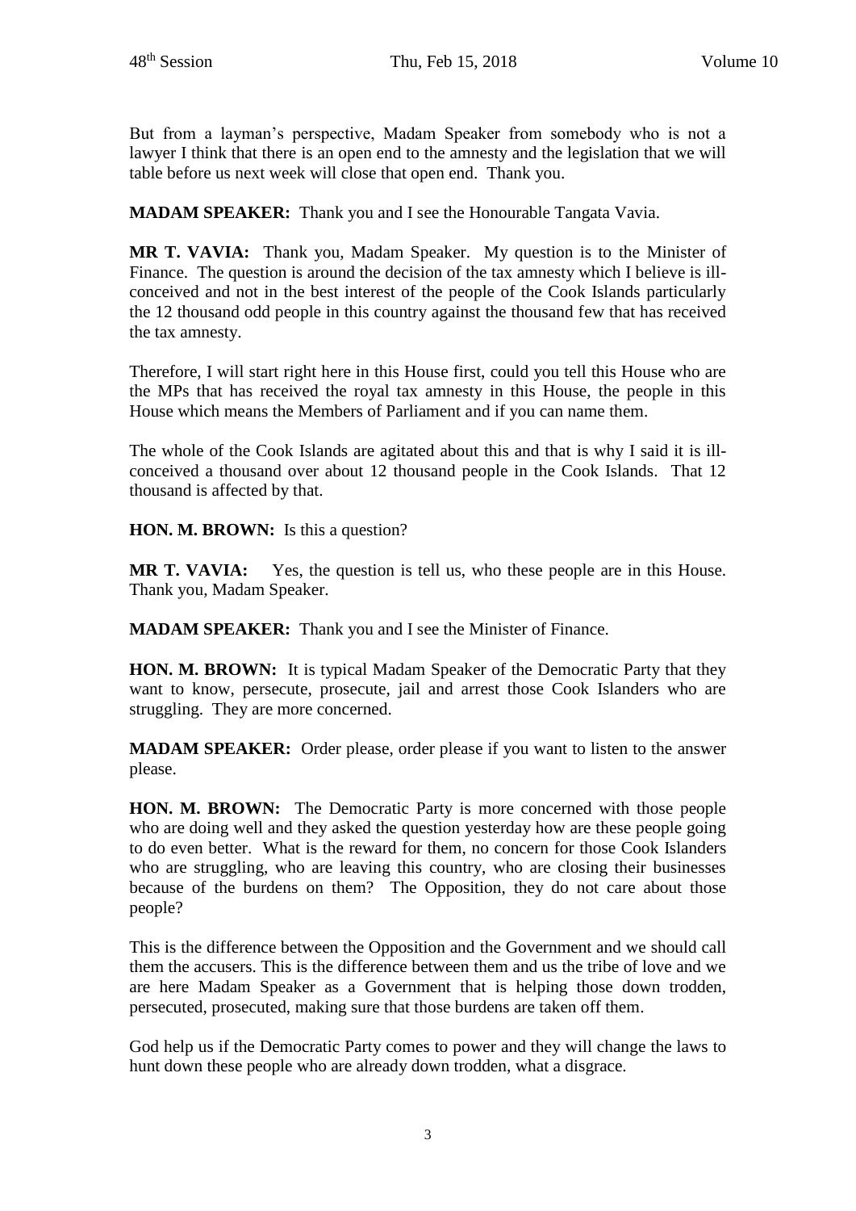But from a layman's perspective, Madam Speaker from somebody who is not a lawyer I think that there is an open end to the amnesty and the legislation that we will table before us next week will close that open end. Thank you.

**MADAM SPEAKER:** Thank you and I see the Honourable Tangata Vavia.

**MR T. VAVIA:** Thank you, Madam Speaker. My question is to the Minister of Finance. The question is around the decision of the tax amnesty which I believe is ill-conceived and not in the best interest of the people of the Cook Islands particularly the 12 thousand odd people in this country against the thousand few that has received the tax amnesty.

Therefore, I will start right here in this House first, could you tell this House who are the MPs that has received the royal tax amnesty in this House, the people in this House which means the Members of Parliament and if you can name them.

The whole of the Cook Islands are agitated about this and that is why I said it is ill-conceived a thousand over about 12 thousand people in the Cook Islands. That 12 thousand is affected by that.

**HON. M. BROWN:** Is this a question?

**MR T. VAVIA:** Yes, the question is tell us, who these people are in this House. Thank you, Madam Speaker.

**MADAM SPEAKER:** Thank you and I see the Minister of Finance.

**HON. M. BROWN:** It is typical Madam Speaker of the Democratic Party that they want to know, persecute, prosecute, jail and arrest those Cook Islanders who are struggling. They are more concerned.

**MADAM SPEAKER:** Order please, order please if you want to listen to the answer please.

**HON. M. BROWN:** The Democratic Party is more concerned with those people who are doing well and they asked the question yesterday how are these people going to do even better. What is the reward for them, no concern for those Cook Islanders who are struggling, who are leaving this country, who are closing their businesses because of the burdens on them? The Opposition, they do not care about those people?

This is the difference between the Opposition and the Government and we should call them the accusers. This is the difference between them and us the tribe of love and we are here Madam Speaker as a Government that is helping those down trodden, persecuted, prosecuted, making sure that those burdens are taken off them.

God help us if the Democratic Party comes to power and they will change the laws to hunt down these people who are already down trodden, what a disgrace.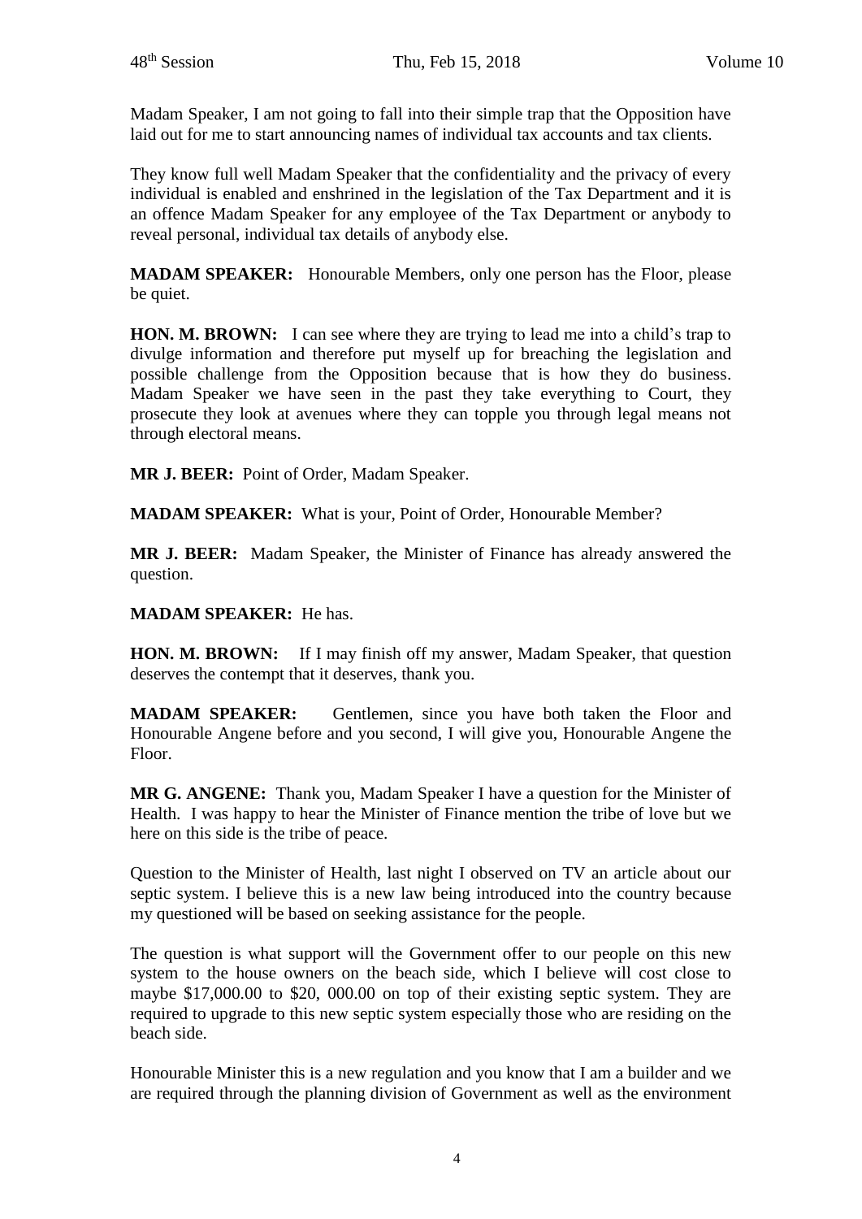Madam Speaker, I am not going to fall into their simple trap that the Opposition have laid out for me to start announcing names of individual tax accounts and tax clients.

They know full well Madam Speaker that the confidentiality and the privacy of every individual is enabled and enshrined in the legislation of the Tax Department and it is an offence Madam Speaker for any employee of the Tax Department or anybody to reveal personal, individual tax details of anybody else.

**MADAM SPEAKER:** Honourable Members, only one person has the Floor, please be quiet.

**HON. M. BROWN:** I can see where they are trying to lead me into a child's trap to divulge information and therefore put myself up for breaching the legislation and possible challenge from the Opposition because that is how they do business. Madam Speaker we have seen in the past they take everything to Court, they prosecute they look at avenues where they can topple you through legal means not through electoral means.

**MR J. BEER:** Point of Order, Madam Speaker.

**MADAM SPEAKER:** What is your, Point of Order, Honourable Member?

**MR J. BEER:** Madam Speaker, the Minister of Finance has already answered the question.

**MADAM SPEAKER:** He has.

**HON. M. BROWN:** If I may finish off my answer, Madam Speaker, that question deserves the contempt that it deserves, thank you.

**MADAM SPEAKER:** Gentlemen, since you have both taken the Floor and Honourable Angene before and you second, I will give you, Honourable Angene the Floor.

**MR G. ANGENE:** Thank you, Madam Speaker I have a question for the Minister of Health. I was happy to hear the Minister of Finance mention the tribe of love but we here on this side is the tribe of peace.

Question to the Minister of Health, last night I observed on TV an article about our septic system. I believe this is a new law being introduced into the country because my questioned will be based on seeking assistance for the people.

The question is what support will the Government offer to our people on this new system to the house owners on the beach side, which I believe will cost close to maybe $17,000.00 to $20, 000.00 on top of their existing septic system. They are required to upgrade to this new septic system especially those who are residing on the beach side.

Honourable Minister this is a new regulation and you know that I am a builder and we are required through the planning division of Government as well as the environment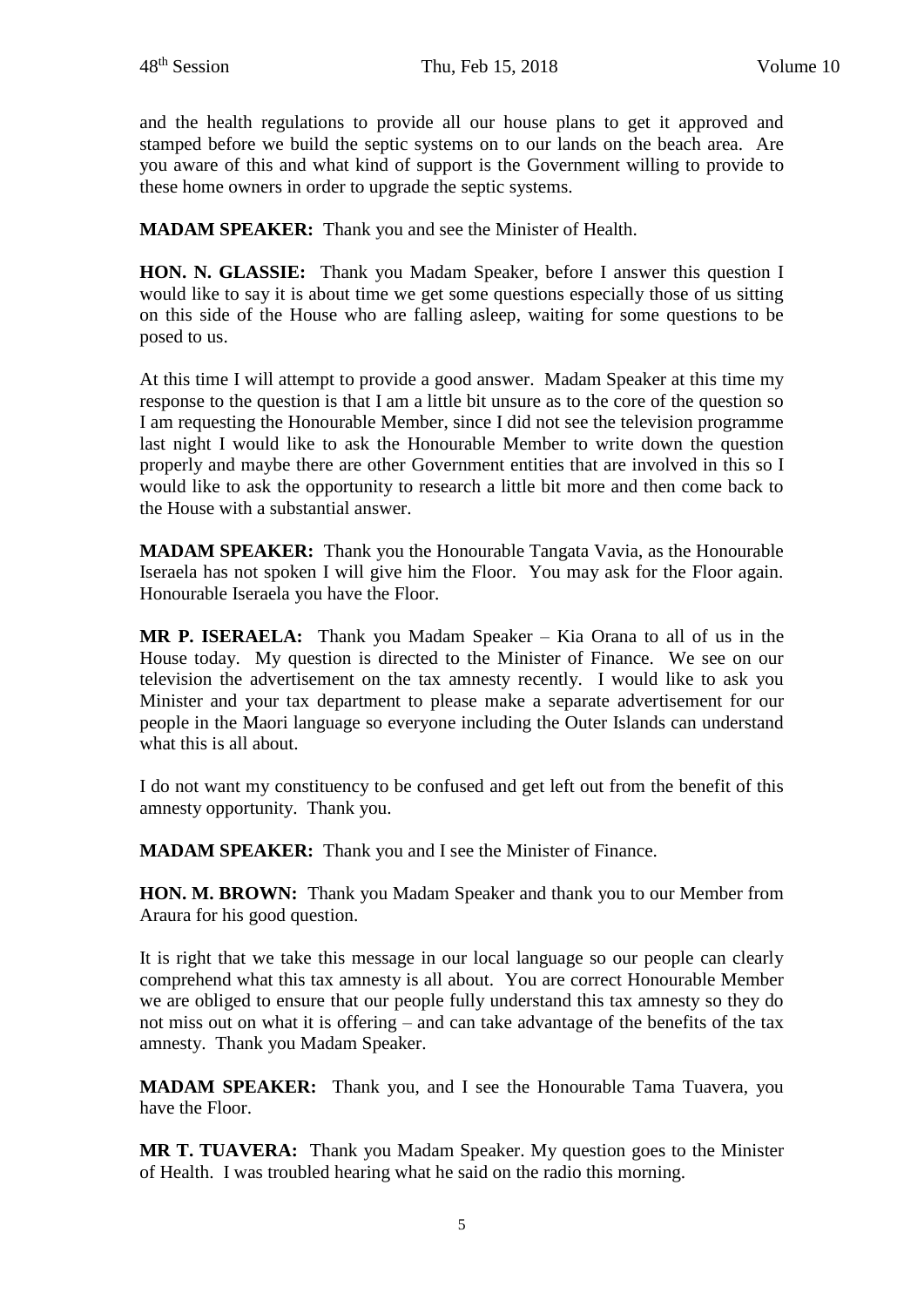and the health regulations to provide all our house plans to get it approved and stamped before we build the septic systems on to our lands on the beach area. Are you aware of this and what kind of support is the Government willing to provide to these home owners in order to upgrade the septic systems.

**MADAM SPEAKER:** Thank you and see the Minister of Health.

**HON. N. GLASSIE:** Thank you Madam Speaker, before I answer this question I would like to say it is about time we get some questions especially those of us sitting on this side of the House who are falling asleep, waiting for some questions to be posed to us.

At this time I will attempt to provide a good answer. Madam Speaker at this time my response to the question is that I am a little bit unsure as to the core of the question so I am requesting the Honourable Member, since I did not see the television programme last night I would like to ask the Honourable Member to write down the question properly and maybe there are other Government entities that are involved in this so I would like to ask the opportunity to research a little bit more and then come back to the House with a substantial answer.

**MADAM SPEAKER:** Thank you the Honourable Tangata Vavia, as the Honourable Iseraela has not spoken I will give him the Floor. You may ask for the Floor again. Honourable Iseraela you have the Floor.

**MR P. ISERAELA:** Thank you Madam Speaker – Kia Orana to all of us in the House today. My question is directed to the Minister of Finance. We see on our television the advertisement on the tax amnesty recently. I would like to ask you Minister and your tax department to please make a separate advertisement for our people in the Maori language so everyone including the Outer Islands can understand what this is all about.

I do not want my constituency to be confused and get left out from the benefit of this amnesty opportunity. Thank you.

**MADAM SPEAKER:** Thank you and I see the Minister of Finance.

**HON. M. BROWN:** Thank you Madam Speaker and thank you to our Member from Araura for his good question.

It is right that we take this message in our local language so our people can clearly comprehend what this tax amnesty is all about. You are correct Honourable Member we are obliged to ensure that our people fully understand this tax amnesty so they do not miss out on what it is offering – and can take advantage of the benefits of the tax amnesty. Thank you Madam Speaker.

**MADAM SPEAKER:** Thank you, and I see the Honourable Tama Tuavera, you have the Floor.

**MR T. TUAVERA:** Thank you Madam Speaker. My question goes to the Minister of Health. I was troubled hearing what he said on the radio this morning.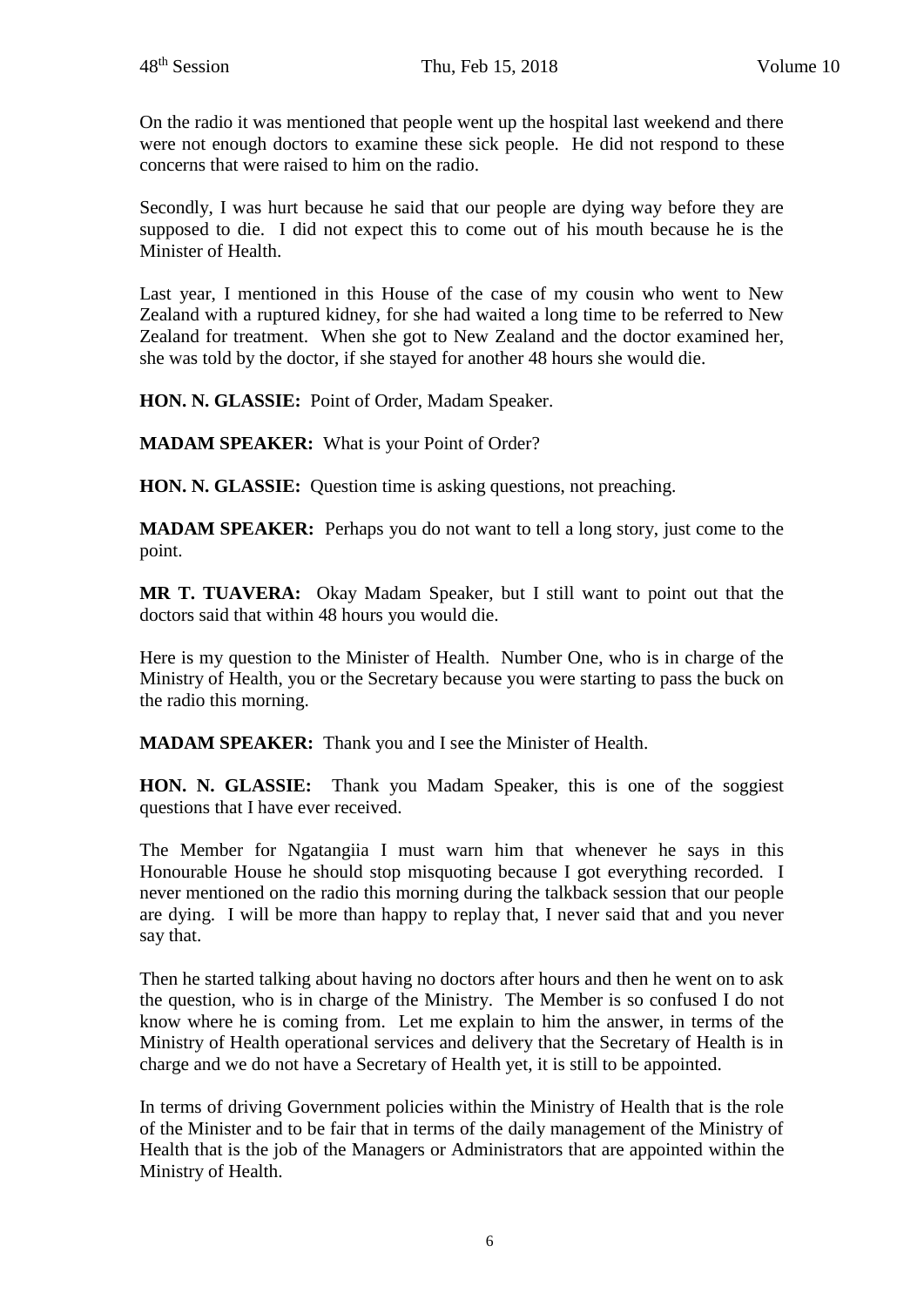On the radio it was mentioned that people went up the hospital last weekend and there were not enough doctors to examine these sick people. He did not respond to these concerns that were raised to him on the radio.

Secondly, I was hurt because he said that our people are dying way before they are supposed to die. I did not expect this to come out of his mouth because he is the Minister of Health.

Last year, I mentioned in this House of the case of my cousin who went to New Zealand with a ruptured kidney, for she had waited a long time to be referred to New Zealand for treatment. When she got to New Zealand and the doctor examined her, she was told by the doctor, if she stayed for another 48 hours she would die.

**HON. N. GLASSIE:** Point of Order, Madam Speaker.

**MADAM SPEAKER:** What is your Point of Order?

**HON. N. GLASSIE:** Question time is asking questions, not preaching.

**MADAM SPEAKER:** Perhaps you do not want to tell a long story, just come to the point.

**MR T. TUAVERA:** Okay Madam Speaker, but I still want to point out that the doctors said that within 48 hours you would die.

Here is my question to the Minister of Health. Number One, who is in charge of the Ministry of Health, you or the Secretary because you were starting to pass the buck on the radio this morning.

**MADAM SPEAKER:** Thank you and I see the Minister of Health.

**HON. N. GLASSIE:** Thank you Madam Speaker, this is one of the soggiest questions that I have ever received.

The Member for Ngatangiia I must warn him that whenever he says in this Honourable House he should stop misquoting because I got everything recorded. I never mentioned on the radio this morning during the talkback session that our people are dying. I will be more than happy to replay that, I never said that and you never say that.

Then he started talking about having no doctors after hours and then he went on to ask the question, who is in charge of the Ministry. The Member is so confused I do not know where he is coming from. Let me explain to him the answer, in terms of the Ministry of Health operational services and delivery that the Secretary of Health is in charge and we do not have a Secretary of Health yet, it is still to be appointed.

In terms of driving Government policies within the Ministry of Health that is the role of the Minister and to be fair that in terms of the daily management of the Ministry of Health that is the job of the Managers or Administrators that are appointed within the Ministry of Health.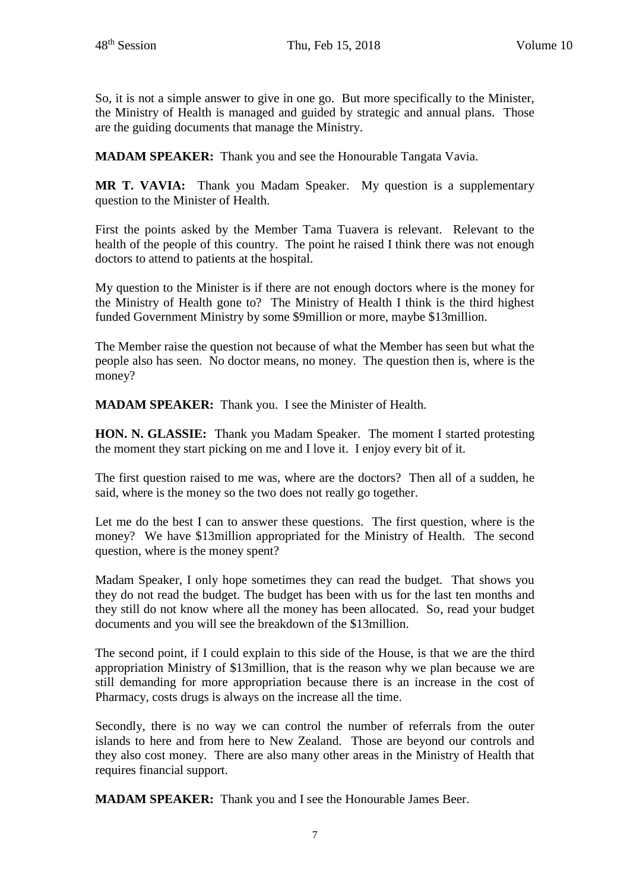So, it is not a simple answer to give in one go. But more specifically to the Minister, the Ministry of Health is managed and guided by strategic and annual plans. Those are the guiding documents that manage the Ministry.

**MADAM SPEAKER:** Thank you and see the Honourable Tangata Vavia.

**MR T. VAVIA:** Thank you Madam Speaker. My question is a supplementary question to the Minister of Health.

First the points asked by the Member Tama Tuavera is relevant. Relevant to the health of the people of this country. The point he raised I think there was not enough doctors to attend to patients at the hospital.

My question to the Minister is if there are not enough doctors where is the money for the Ministry of Health gone to? The Ministry of Health I think is the third highest funded Government Ministry by some $9million or more, maybe $13million.

The Member raise the question not because of what the Member has seen but what the people also has seen. No doctor means, no money. The question then is, where is the money?

**MADAM SPEAKER:** Thank you. I see the Minister of Health.

**HON. N. GLASSIE:** Thank you Madam Speaker. The moment I started protesting the moment they start picking on me and I love it. I enjoy every bit of it.

The first question raised to me was, where are the doctors? Then all of a sudden, he said, where is the money so the two does not really go together.

Let me do the best I can to answer these questions. The first question, where is the money? We have $13million appropriated for the Ministry of Health. The second question, where is the money spent?

Madam Speaker, I only hope sometimes they can read the budget. That shows you they do not read the budget. The budget has been with us for the last ten months and they still do not know where all the money has been allocated. So, read your budget documents and you will see the breakdown of the $13million.

The second point, if I could explain to this side of the House, is that we are the third appropriation Ministry of $13million, that is the reason why we plan because we are still demanding for more appropriation because there is an increase in the cost of Pharmacy, costs drugs is always on the increase all the time.

Secondly, there is no way we can control the number of referrals from the outer islands to here and from here to New Zealand. Those are beyond our controls and they also cost money. There are also many other areas in the Ministry of Health that requires financial support.

**MADAM SPEAKER:** Thank you and I see the Honourable James Beer.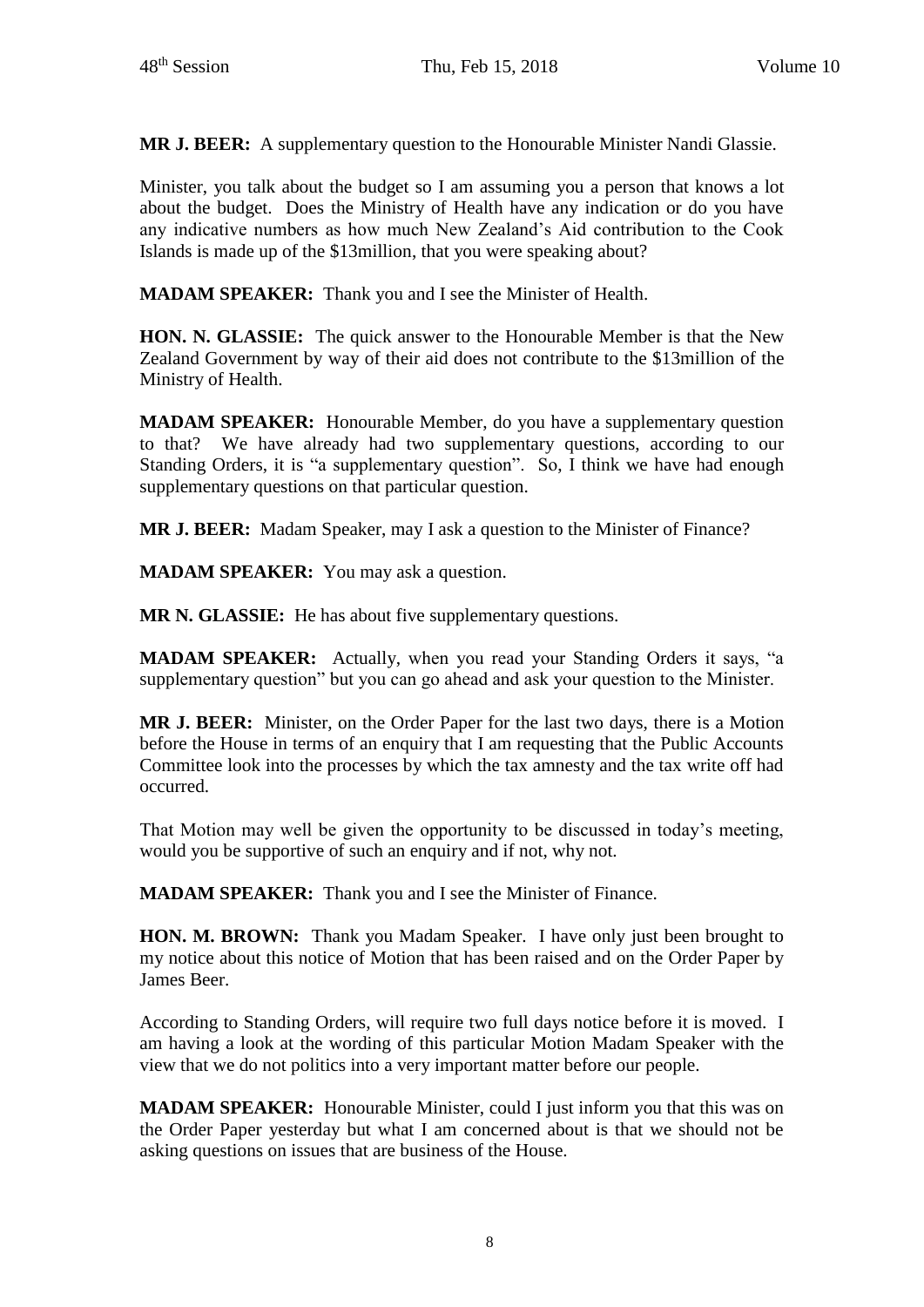**MR J. BEER:** A supplementary question to the Honourable Minister Nandi Glassie.

Minister, you talk about the budget so I am assuming you a person that knows a lot about the budget. Does the Ministry of Health have any indication or do you have any indicative numbers as how much New Zealand's Aid contribution to the Cook Islands is made up of the \$13million, that you were speaking about?

**MADAM SPEAKER:** Thank you and I see the Minister of Health.

**HON. N. GLASSIE:** The quick answer to the Honourable Member is that the New Zealand Government by way of their aid does not contribute to the \$13million of the Ministry of Health.

**MADAM SPEAKER:** Honourable Member, do you have a supplementary question to that? We have already had two supplementary questions, according to our Standing Orders, it is "a supplementary question". So, I think we have had enough supplementary questions on that particular question.

**MR J. BEER:** Madam Speaker, may I ask a question to the Minister of Finance?

**MADAM SPEAKER:** You may ask a question.

**MR N. GLASSIE:** He has about five supplementary questions.

**MADAM SPEAKER:** Actually, when you read your Standing Orders it says, "a supplementary question" but you can go ahead and ask your question to the Minister.

**MR J. BEER:** Minister, on the Order Paper for the last two days, there is a Motion before the House in terms of an enquiry that I am requesting that the Public Accounts Committee look into the processes by which the tax amnesty and the tax write off had occurred.

That Motion may well be given the opportunity to be discussed in today's meeting, would you be supportive of such an enquiry and if not, why not.

**MADAM SPEAKER:** Thank you and I see the Minister of Finance.

**HON. M. BROWN:** Thank you Madam Speaker. I have only just been brought to my notice about this notice of Motion that has been raised and on the Order Paper by James Beer.

According to Standing Orders, will require two full days notice before it is moved. I am having a look at the wording of this particular Motion Madam Speaker with the view that we do not politics into a very important matter before our people.

**MADAM SPEAKER:** Honourable Minister, could I just inform you that this was on the Order Paper yesterday but what I am concerned about is that we should not be asking questions on issues that are business of the House.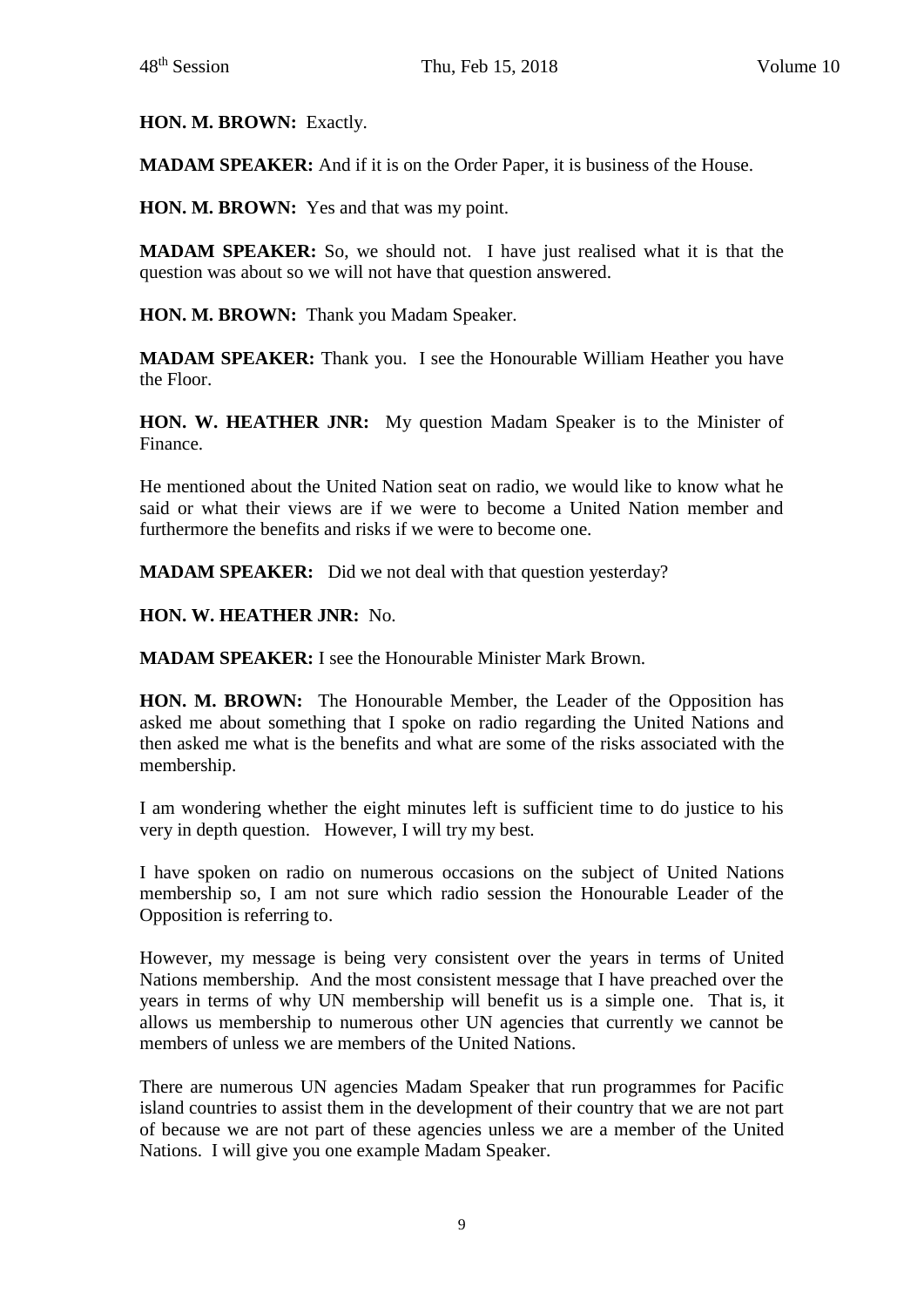**HON. M. BROWN:** Exactly.

**MADAM SPEAKER:** And if it is on the Order Paper, it is business of the House.

**HON. M. BROWN:** Yes and that was my point.

**MADAM SPEAKER:** So, we should not. I have just realised what it is that the question was about so we will not have that question answered.

**HON. M. BROWN:** Thank you Madam Speaker.

**MADAM SPEAKER:** Thank you. I see the Honourable William Heather you have the Floor.

**HON. W. HEATHER JNR:** My question Madam Speaker is to the Minister of Finance.

He mentioned about the United Nation seat on radio, we would like to know what he said or what their views are if we were to become a United Nation member and furthermore the benefits and risks if we were to become one.

**MADAM SPEAKER:** Did we not deal with that question yesterday?

**HON. W. HEATHER JNR:** No.

**MADAM SPEAKER:** I see the Honourable Minister Mark Brown.

**HON. M. BROWN:** The Honourable Member, the Leader of the Opposition has asked me about something that I spoke on radio regarding the United Nations and then asked me what is the benefits and what are some of the risks associated with the membership.

I am wondering whether the eight minutes left is sufficient time to do justice to his very in depth question. However, I will try my best.

I have spoken on radio on numerous occasions on the subject of United Nations membership so, I am not sure which radio session the Honourable Leader of the Opposition is referring to.

However, my message is being very consistent over the years in terms of United Nations membership. And the most consistent message that I have preached over the years in terms of why UN membership will benefit us is a simple one. That is, it allows us membership to numerous other UN agencies that currently we cannot be members of unless we are members of the United Nations.

There are numerous UN agencies Madam Speaker that run programmes for Pacific island countries to assist them in the development of their country that we are not part of because we are not part of these agencies unless we are a member of the United Nations. I will give you one example Madam Speaker.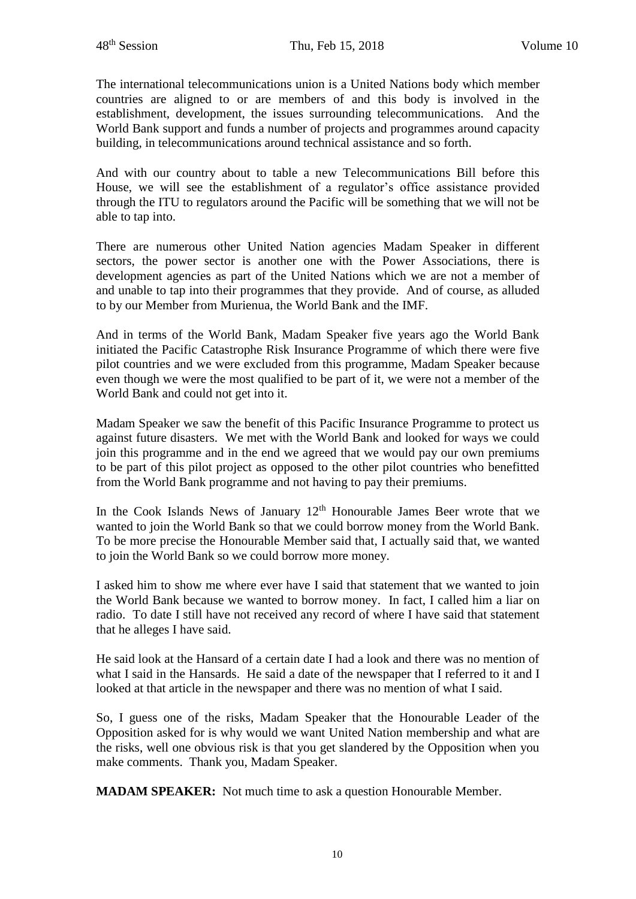The international telecommunications union is a United Nations body which member countries are aligned to or are members of and this body is involved in the establishment, development, the issues surrounding telecommunications. And the World Bank support and funds a number of projects and programmes around capacity building, in telecommunications around technical assistance and so forth.

And with our country about to table a new Telecommunications Bill before this House, we will see the establishment of a regulator's office assistance provided through the ITU to regulators around the Pacific will be something that we will not be able to tap into.

There are numerous other United Nation agencies Madam Speaker in different sectors, the power sector is another one with the Power Associations, there is development agencies as part of the United Nations which we are not a member of and unable to tap into their programmes that they provide. And of course, as alluded to by our Member from Murienua, the World Bank and the IMF.

And in terms of the World Bank, Madam Speaker five years ago the World Bank initiated the Pacific Catastrophe Risk Insurance Programme of which there were five pilot countries and we were excluded from this programme, Madam Speaker because even though we were the most qualified to be part of it, we were not a member of the World Bank and could not get into it.

Madam Speaker we saw the benefit of this Pacific Insurance Programme to protect us against future disasters. We met with the World Bank and looked for ways we could join this programme and in the end we agreed that we would pay our own premiums to be part of this pilot project as opposed to the other pilot countries who benefitted from the World Bank programme and not having to pay their premiums.

In the Cook Islands News of January 12th Honourable James Beer wrote that we wanted to join the World Bank so that we could borrow money from the World Bank. To be more precise the Honourable Member said that, I actually said that, we wanted to join the World Bank so we could borrow more money.

I asked him to show me where ever have I said that statement that we wanted to join the World Bank because we wanted to borrow money. In fact, I called him a liar on radio. To date I still have not received any record of where I have said that statement that he alleges I have said.

He said look at the Hansard of a certain date I had a look and there was no mention of what I said in the Hansards. He said a date of the newspaper that I referred to it and I looked at that article in the newspaper and there was no mention of what I said.

So, I guess one of the risks, Madam Speaker that the Honourable Leader of the Opposition asked for is why would we want United Nation membership and what are the risks, well one obvious risk is that you get slandered by the Opposition when you make comments. Thank you, Madam Speaker.

**MADAM SPEAKER:** Not much time to ask a question Honourable Member.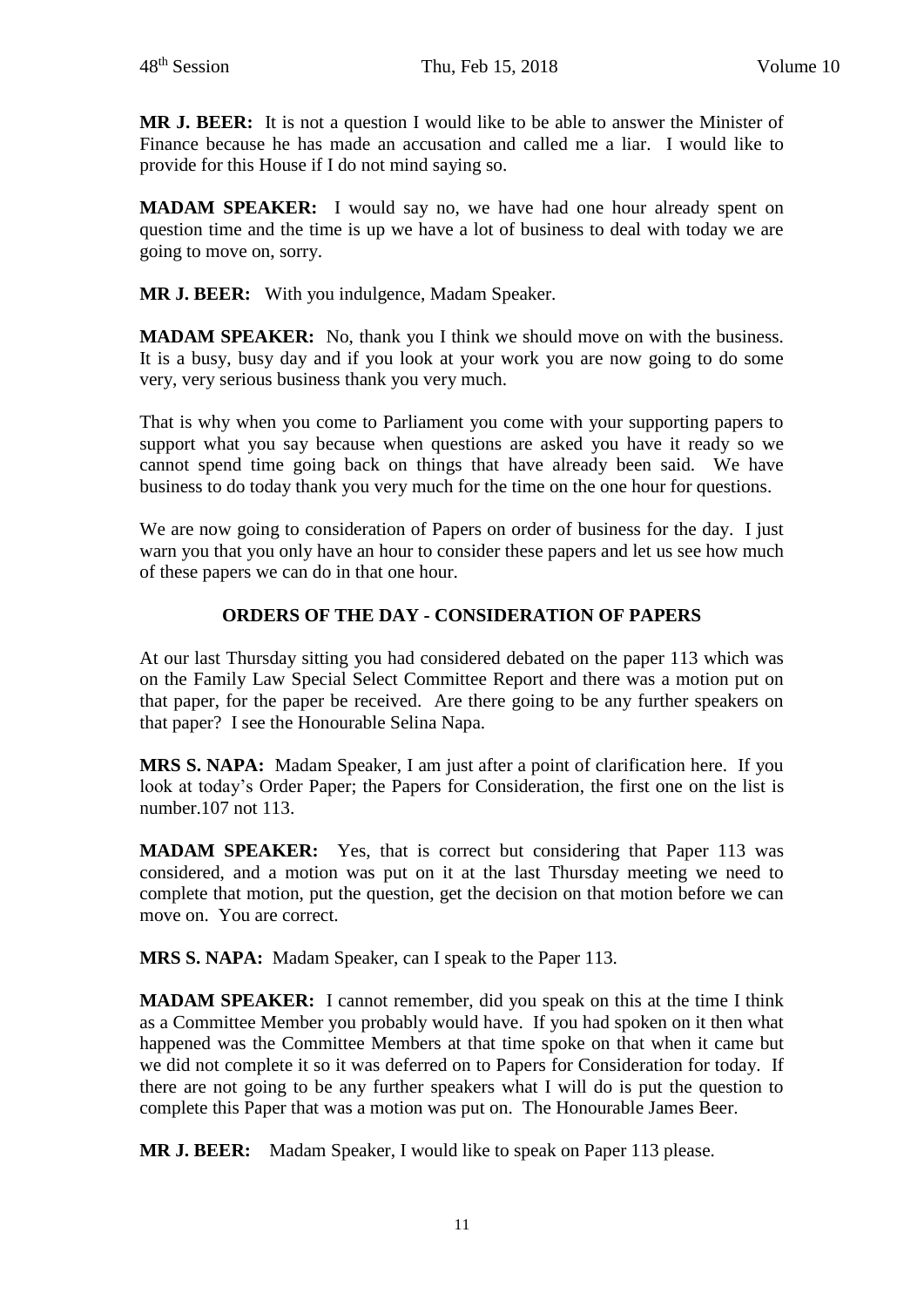**MR J. BEER:** It is not a question I would like to be able to answer the Minister of Finance because he has made an accusation and called me a liar. I would like to provide for this House if I do not mind saying so.

**MADAM SPEAKER:** I would say no, we have had one hour already spent on question time and the time is up we have a lot of business to deal with today we are going to move on, sorry.

**MR J. BEER:** With you indulgence, Madam Speaker.

**MADAM SPEAKER:** No, thank you I think we should move on with the business. It is a busy, busy day and if you look at your work you are now going to do some very, very serious business thank you very much.

That is why when you come to Parliament you come with your supporting papers to support what you say because when questions are asked you have it ready so we cannot spend time going back on things that have already been said. We have business to do today thank you very much for the time on the one hour for questions.

We are now going to consideration of Papers on order of business for the day. I just warn you that you only have an hour to consider these papers and let us see how much of these papers we can do in that one hour.

## ORDERS OF THE DAY - CONSIDERATION OF PAPERS

At our last Thursday sitting you had considered debated on the paper 113 which was on the Family Law Special Select Committee Report and there was a motion put on that paper, for the paper be received. Are there going to be any further speakers on that paper? I see the Honourable Selina Napa.

**MRS S. NAPA:** Madam Speaker, I am just after a point of clarification here. If you look at today's Order Paper; the Papers for Consideration, the first one on the list is number.107 not 113.

**MADAM SPEAKER:** Yes, that is correct but considering that Paper 113 was considered, and a motion was put on it at the last Thursday meeting we need to complete that motion, put the question, get the decision on that motion before we can move on. You are correct.

**MRS S. NAPA:** Madam Speaker, can I speak to the Paper 113.

**MADAM SPEAKER:** I cannot remember, did you speak on this at the time I think as a Committee Member you probably would have. If you had spoken on it then what happened was the Committee Members at that time spoke on that when it came but we did not complete it so it was deferred on to Papers for Consideration for today. If there are not going to be any further speakers what I will do is put the question to complete this Paper that was a motion was put on. The Honourable James Beer.

**MR J. BEER:** Madam Speaker, I would like to speak on Paper 113 please.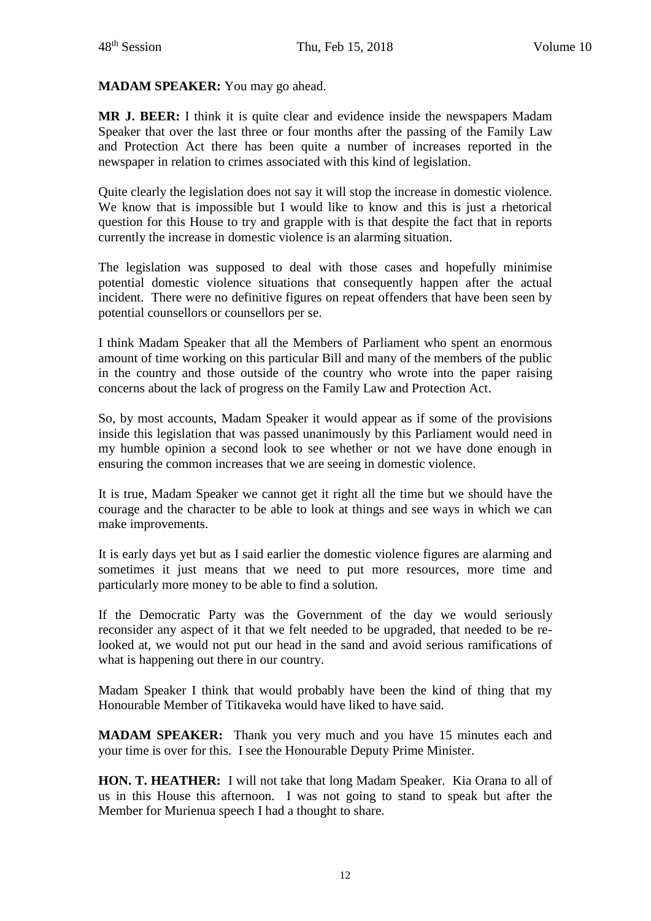**MADAM SPEAKER:** You may go ahead.

**MR J. BEER:** I think it is quite clear and evidence inside the newspapers Madam Speaker that over the last three or four months after the passing of the Family Law and Protection Act there has been quite a number of increases reported in the newspaper in relation to crimes associated with this kind of legislation.

Quite clearly the legislation does not say it will stop the increase in domestic violence. We know that is impossible but I would like to know and this is just a rhetorical question for this House to try and grapple with is that despite the fact that in reports currently the increase in domestic violence is an alarming situation.

The legislation was supposed to deal with those cases and hopefully minimise potential domestic violence situations that consequently happen after the actual incident. There were no definitive figures on repeat offenders that have been seen by potential counsellors or counsellors per se.

I think Madam Speaker that all the Members of Parliament who spent an enormous amount of time working on this particular Bill and many of the members of the public in the country and those outside of the country who wrote into the paper raising concerns about the lack of progress on the Family Law and Protection Act.

So, by most accounts, Madam Speaker it would appear as if some of the provisions inside this legislation that was passed unanimously by this Parliament would need in my humble opinion a second look to see whether or not we have done enough in ensuring the common increases that we are seeing in domestic violence.

It is true, Madam Speaker we cannot get it right all the time but we should have the courage and the character to be able to look at things and see ways in which we can make improvements.

It is early days yet but as I said earlier the domestic violence figures are alarming and sometimes it just means that we need to put more resources, more time and particularly more money to be able to find a solution.

If the Democratic Party was the Government of the day we would seriously reconsider any aspect of it that we felt needed to be upgraded, that needed to be re-looked at, we would not put our head in the sand and avoid serious ramifications of what is happening out there in our country.

Madam Speaker I think that would probably have been the kind of thing that my Honourable Member of Titikaveka would have liked to have said.

**MADAM SPEAKER:** Thank you very much and you have 15 minutes each and your time is over for this. I see the Honourable Deputy Prime Minister.

**HON. T. HEATHER:** I will not take that long Madam Speaker. Kia Orana to all of us in this House this afternoon. I was not going to stand to speak but after the Member for Murienua speech I had a thought to share.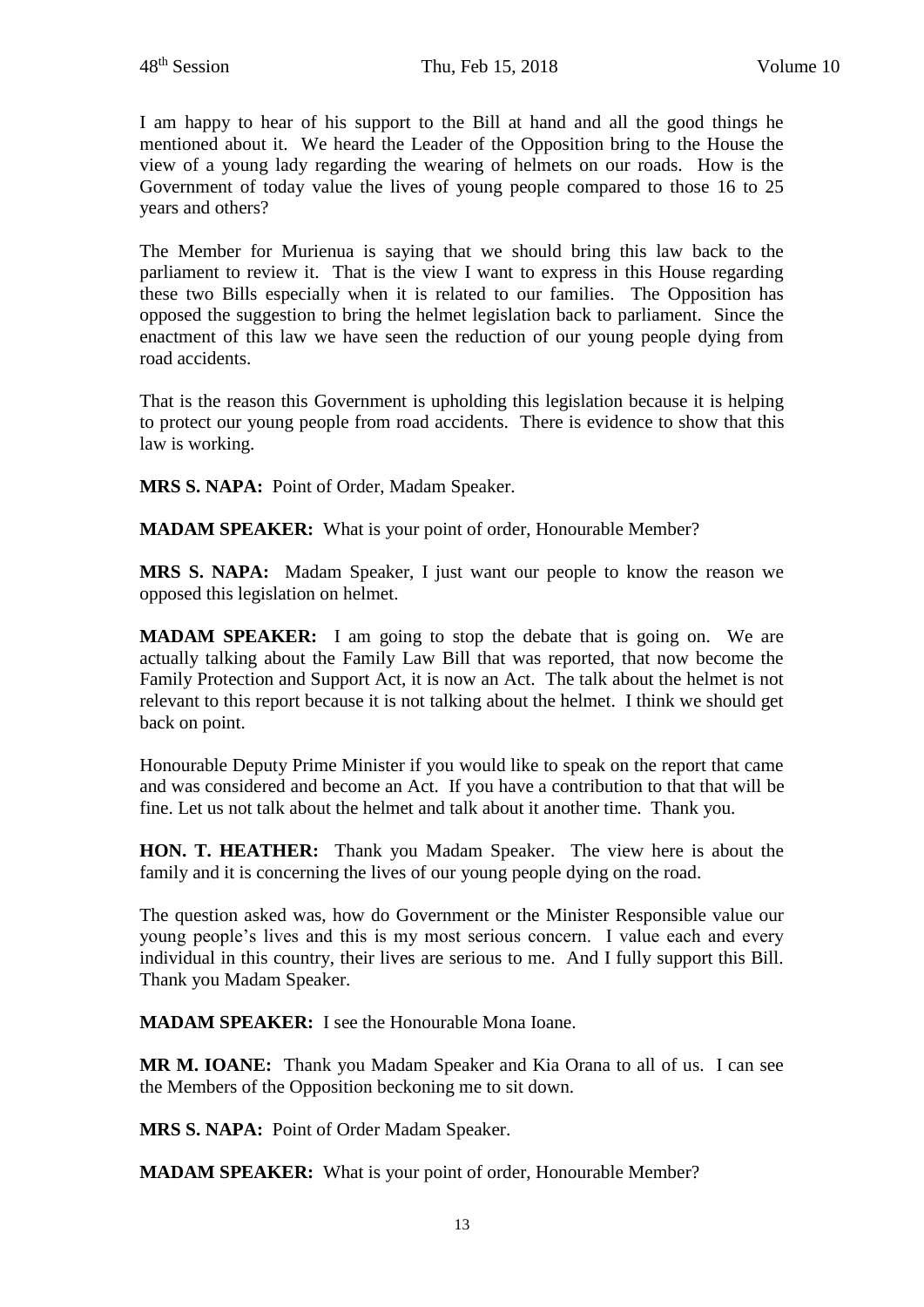I am happy to hear of his support to the Bill at hand and all the good things he mentioned about it. We heard the Leader of the Opposition bring to the House the view of a young lady regarding the wearing of helmets on our roads. How is the Government of today value the lives of young people compared to those 16 to 25 years and others?

The Member for Murienua is saying that we should bring this law back to the parliament to review it. That is the view I want to express in this House regarding these two Bills especially when it is related to our families. The Opposition has opposed the suggestion to bring the helmet legislation back to parliament. Since the enactment of this law we have seen the reduction of our young people dying from road accidents.

That is the reason this Government is upholding this legislation because it is helping to protect our young people from road accidents. There is evidence to show that this law is working.

**MRS S. NAPA:** Point of Order, Madam Speaker.

**MADAM SPEAKER:** What is your point of order, Honourable Member?

**MRS S. NAPA:** Madam Speaker, I just want our people to know the reason we opposed this legislation on helmet.

**MADAM SPEAKER:** I am going to stop the debate that is going on. We are actually talking about the Family Law Bill that was reported, that now become the Family Protection and Support Act, it is now an Act. The talk about the helmet is not relevant to this report because it is not talking about the helmet. I think we should get back on point.

Honourable Deputy Prime Minister if you would like to speak on the report that came and was considered and become an Act. If you have a contribution to that that will be fine. Let us not talk about the helmet and talk about it another time. Thank you.

**HON. T. HEATHER:** Thank you Madam Speaker. The view here is about the family and it is concerning the lives of our young people dying on the road.

The question asked was, how do Government or the Minister Responsible value our young people's lives and this is my most serious concern. I value each and every individual in this country, their lives are serious to me. And I fully support this Bill. Thank you Madam Speaker.

**MADAM SPEAKER:** I see the Honourable Mona Ioane.

**MR M. IOANE:** Thank you Madam Speaker and Kia Orana to all of us. I can see the Members of the Opposition beckoning me to sit down.

**MRS S. NAPA:** Point of Order Madam Speaker.

**MADAM SPEAKER:** What is your point of order, Honourable Member?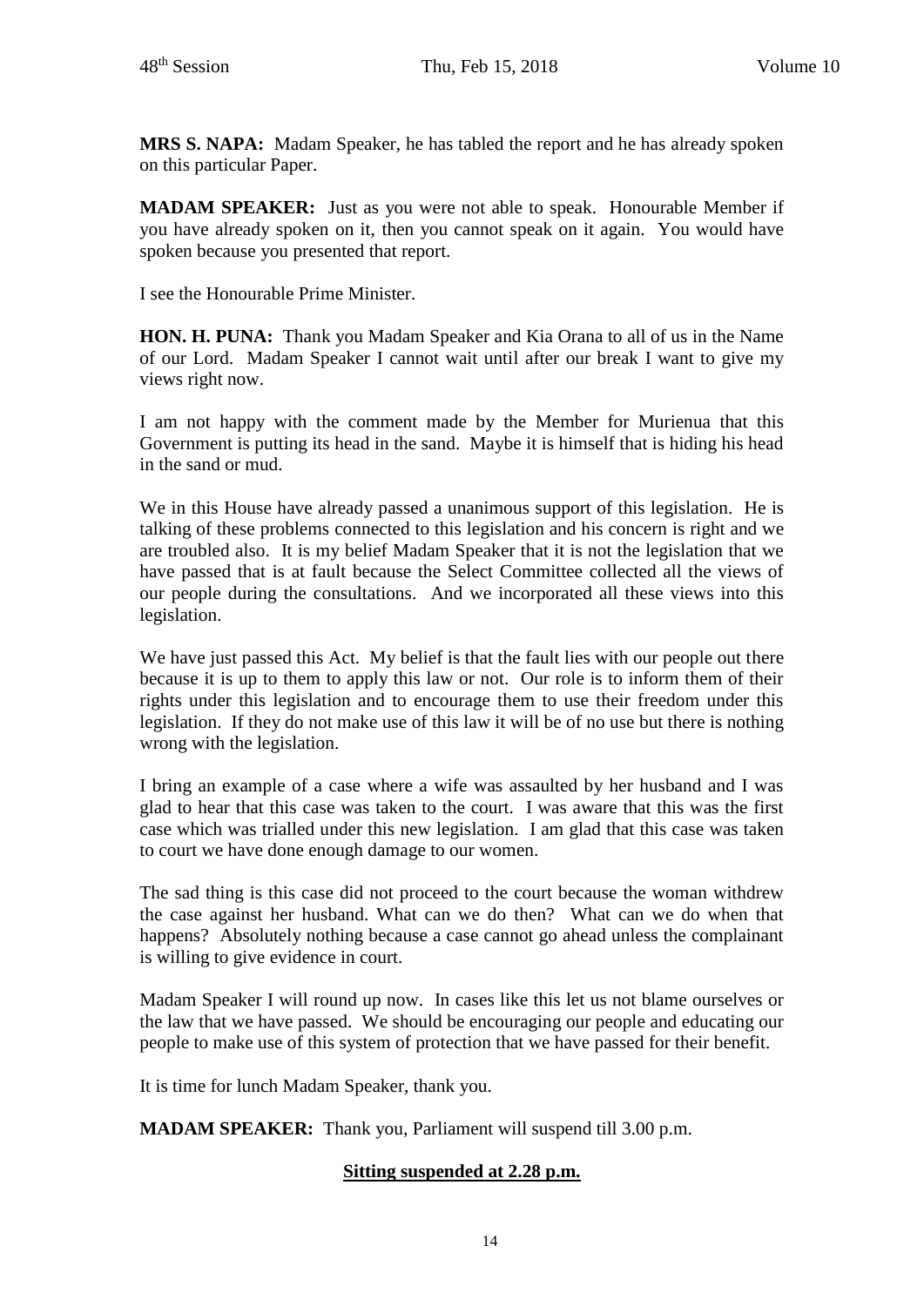**MRS S. NAPA:** Madam Speaker, he has tabled the report and he has already spoken on this particular Paper.

**MADAM SPEAKER:** Just as you were not able to speak. Honourable Member if you have already spoken on it, then you cannot speak on it again. You would have spoken because you presented that report.

I see the Honourable Prime Minister.

**HON. H. PUNA:** Thank you Madam Speaker and Kia Orana to all of us in the Name of our Lord. Madam Speaker I cannot wait until after our break I want to give my views right now.

I am not happy with the comment made by the Member for Murienua that this Government is putting its head in the sand. Maybe it is himself that is hiding his head in the sand or mud.

We in this House have already passed a unanimous support of this legislation. He is talking of these problems connected to this legislation and his concern is right and we are troubled also. It is my belief Madam Speaker that it is not the legislation that we have passed that is at fault because the Select Committee collected all the views of our people during the consultations. And we incorporated all these views into this legislation.

We have just passed this Act. My belief is that the fault lies with our people out there because it is up to them to apply this law or not. Our role is to inform them of their rights under this legislation and to encourage them to use their freedom under this legislation. If they do not make use of this law it will be of no use but there is nothing wrong with the legislation.

I bring an example of a case where a wife was assaulted by her husband and I was glad to hear that this case was taken to the court. I was aware that this was the first case which was trialled under this new legislation. I am glad that this case was taken to court we have done enough damage to our women.

The sad thing is this case did not proceed to the court because the woman withdrew the case against her husband. What can we do then? What can we do when that happens? Absolutely nothing because a case cannot go ahead unless the complainant is willing to give evidence in court.

Madam Speaker I will round up now. In cases like this let us not blame ourselves or the law that we have passed. We should be encouraging our people and educating our people to make use of this system of protection that we have passed for their benefit.

It is time for lunch Madam Speaker, thank you.

**MADAM SPEAKER:** Thank you, Parliament will suspend till 3.00 p.m.

**Sitting suspended at 2.28 p.m.**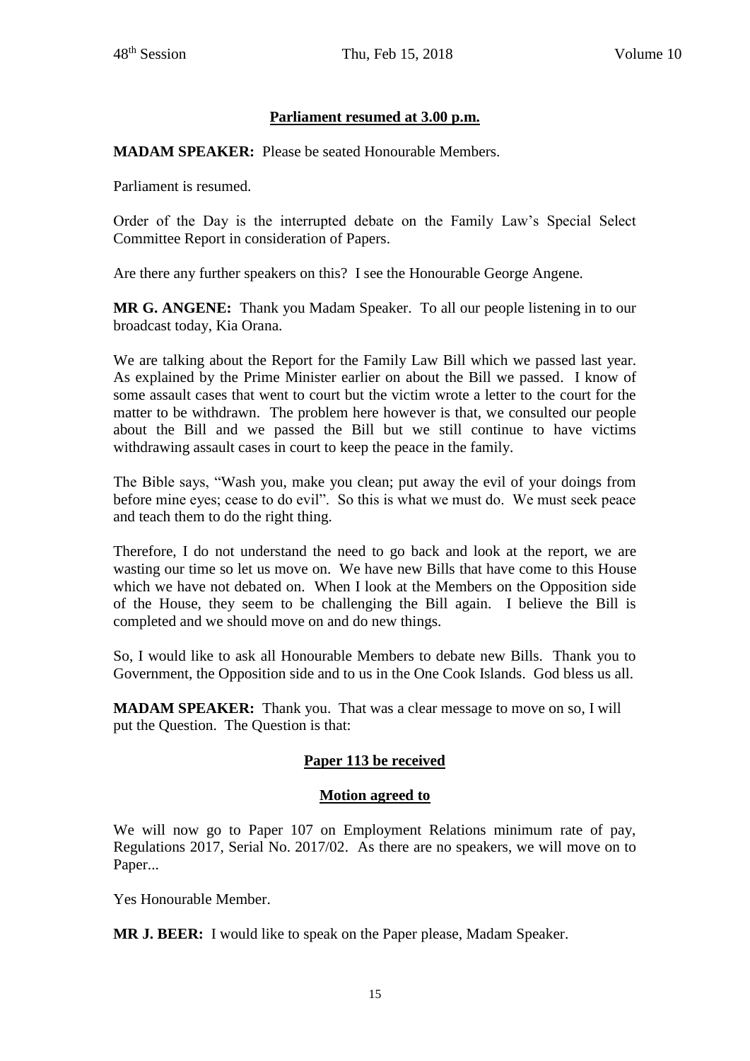**Parliament resumed at 3.00 p.m.**

**MADAM SPEAKER:** Please be seated Honourable Members.

Parliament is resumed.

Order of the Day is the interrupted debate on the Family Law's Special Select Committee Report in consideration of Papers.

Are there any further speakers on this? I see the Honourable George Angene.

**MR G. ANGENE:** Thank you Madam Speaker. To all our people listening in to our broadcast today, Kia Orana.

We are talking about the Report for the Family Law Bill which we passed last year. As explained by the Prime Minister earlier on about the Bill we passed. I know of some assault cases that went to court but the victim wrote a letter to the court for the matter to be withdrawn. The problem here however is that, we consulted our people about the Bill and we passed the Bill but we still continue to have victims withdrawing assault cases in court to keep the peace in the family.

The Bible says, "Wash you, make you clean; put away the evil of your doings from before mine eyes; cease to do evil". So this is what we must do. We must seek peace and teach them to do the right thing.

Therefore, I do not understand the need to go back and look at the report, we are wasting our time so let us move on. We have new Bills that have come to this House which we have not debated on. When I look at the Members on the Opposition side of the House, they seem to be challenging the Bill again. I believe the Bill is completed and we should move on and do new things.

So, I would like to ask all Honourable Members to debate new Bills. Thank you to Government, the Opposition side and to us in the One Cook Islands. God bless us all.

**MADAM SPEAKER:** Thank you. That was a clear message to move on so, I will put the Question. The Question is that:

**Paper 113 be received**

**Motion agreed to**

We will now go to Paper 107 on Employment Relations minimum rate of pay, Regulations 2017, Serial No. 2017/02. As there are no speakers, we will move on to Paper...

Yes Honourable Member.

**MR J. BEER:** I would like to speak on the Paper please, Madam Speaker.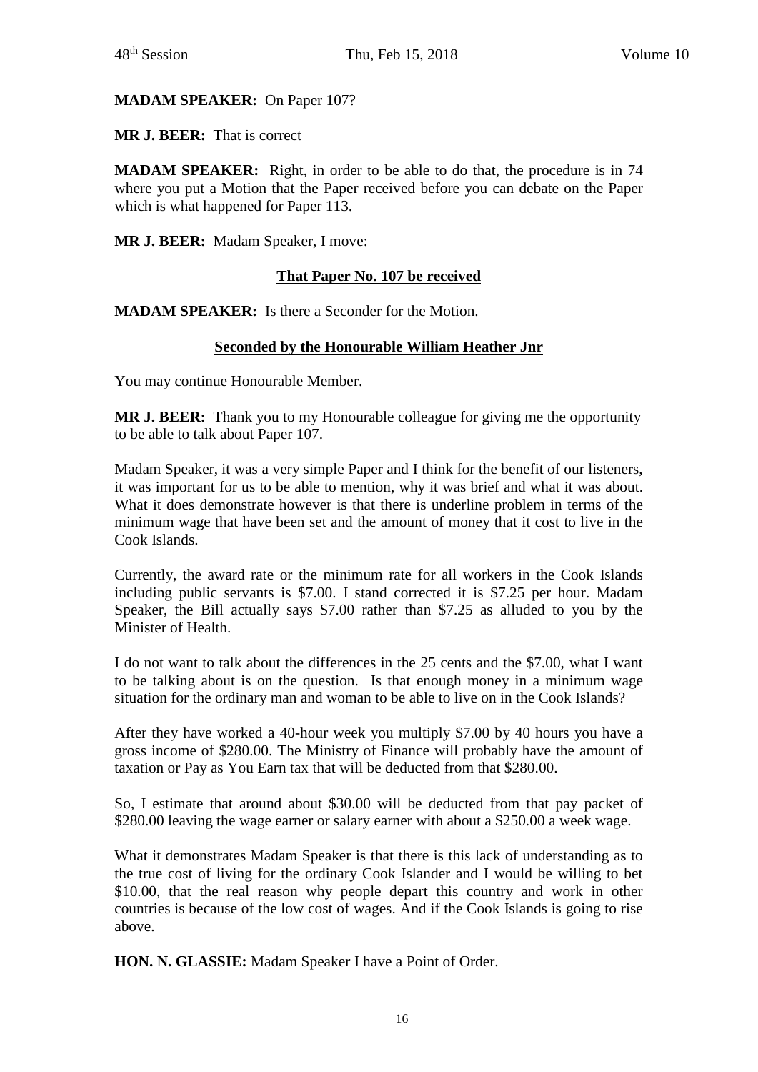**MADAM SPEAKER:** On Paper 107?

**MR J. BEER:** That is correct

**MADAM SPEAKER:** Right, in order to be able to do that, the procedure is in 74 where you put a Motion that the Paper received before you can debate on the Paper which is what happened for Paper 113.

**MR J. BEER:** Madam Speaker, I move:

**That Paper No. 107 be received**

**MADAM SPEAKER:** Is there a Seconder for the Motion.

**Seconded by the Honourable William Heather Jnr**

You may continue Honourable Member.

**MR J. BEER:** Thank you to my Honourable colleague for giving me the opportunity to be able to talk about Paper 107.

Madam Speaker, it was a very simple Paper and I think for the benefit of our listeners, it was important for us to be able to mention, why it was brief and what it was about. What it does demonstrate however is that there is underline problem in terms of the minimum wage that have been set and the amount of money that it cost to live in the Cook Islands.

Currently, the award rate or the minimum rate for all workers in the Cook Islands including public servants is $7.00. I stand corrected it is $7.25 per hour. Madam Speaker, the Bill actually says $7.00 rather than $7.25 as alluded to you by the Minister of Health.

I do not want to talk about the differences in the 25 cents and the $7.00, what I want to be talking about is on the question. Is that enough money in a minimum wage situation for the ordinary man and woman to be able to live on in the Cook Islands?

After they have worked a 40-hour week you multiply $7.00 by 40 hours you have a gross income of $280.00. The Ministry of Finance will probably have the amount of taxation or Pay as You Earn tax that will be deducted from that $280.00.

So, I estimate that around about $30.00 will be deducted from that pay packet of $280.00 leaving the wage earner or salary earner with about a $250.00 a week wage.

What it demonstrates Madam Speaker is that there is this lack of understanding as to the true cost of living for the ordinary Cook Islander and I would be willing to bet $10.00, that the real reason why people depart this country and work in other countries is because of the low cost of wages. And if the Cook Islands is going to rise above.

**HON. N. GLASSIE:** Madam Speaker I have a Point of Order.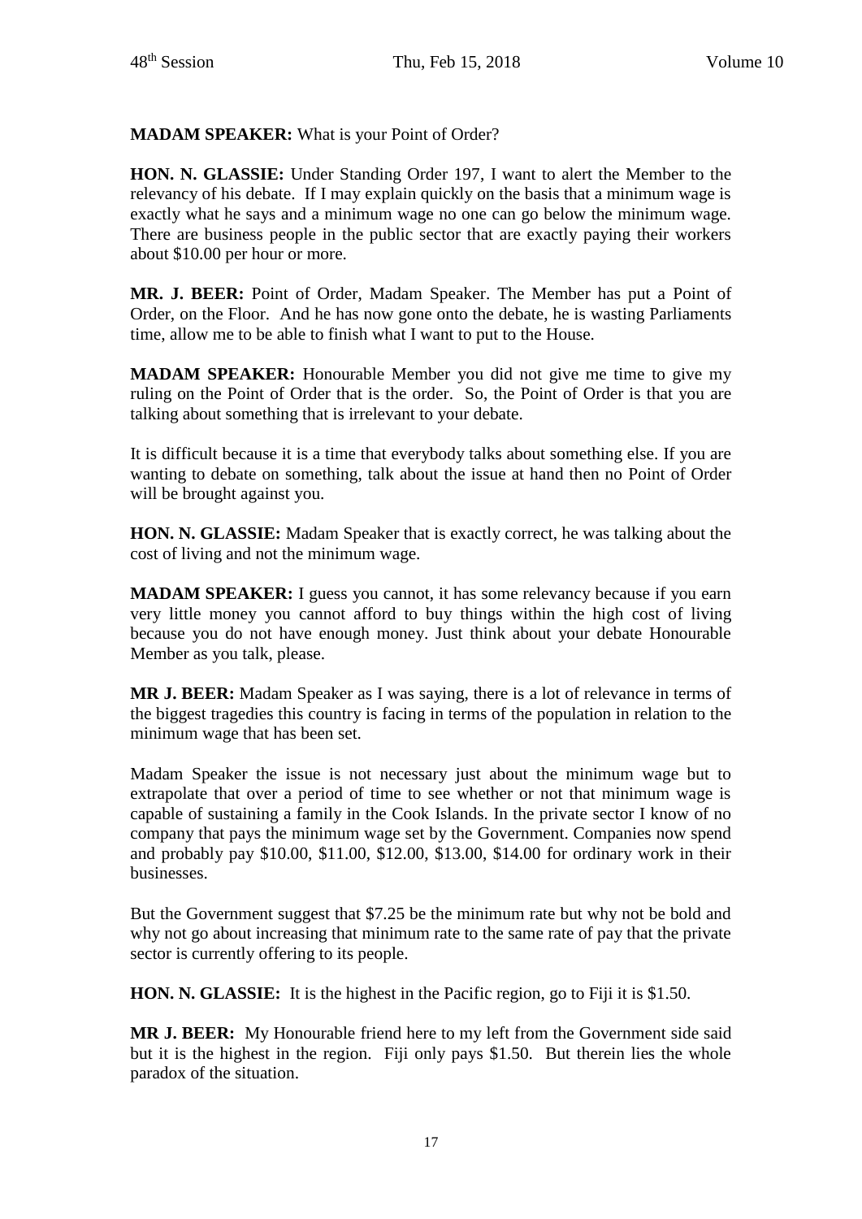**MADAM SPEAKER:** What is your Point of Order?

**HON. N. GLASSIE:** Under Standing Order 197, I want to alert the Member to the relevancy of his debate. If I may explain quickly on the basis that a minimum wage is exactly what he says and a minimum wage no one can go below the minimum wage. There are business people in the public sector that are exactly paying their workers about $10.00 per hour or more.

**MR. J. BEER:** Point of Order, Madam Speaker. The Member has put a Point of Order, on the Floor. And he has now gone onto the debate, he is wasting Parliaments time, allow me to be able to finish what I want to put to the House.

**MADAM SPEAKER:** Honourable Member you did not give me time to give my ruling on the Point of Order that is the order. So, the Point of Order is that you are talking about something that is irrelevant to your debate.

It is difficult because it is a time that everybody talks about something else. If you are wanting to debate on something, talk about the issue at hand then no Point of Order will be brought against you.

**HON. N. GLASSIE:** Madam Speaker that is exactly correct, he was talking about the cost of living and not the minimum wage.

**MADAM SPEAKER:** I guess you cannot, it has some relevancy because if you earn very little money you cannot afford to buy things within the high cost of living because you do not have enough money. Just think about your debate Honourable Member as you talk, please.

**MR J. BEER:** Madam Speaker as I was saying, there is a lot of relevance in terms of the biggest tragedies this country is facing in terms of the population in relation to the minimum wage that has been set.

Madam Speaker the issue is not necessary just about the minimum wage but to extrapolate that over a period of time to see whether or not that minimum wage is capable of sustaining a family in the Cook Islands. In the private sector I know of no company that pays the minimum wage set by the Government. Companies now spend and probably pay $10.00, $11.00, $12.00, $13.00, $14.00 for ordinary work in their businesses.

But the Government suggest that $7.25 be the minimum rate but why not be bold and why not go about increasing that minimum rate to the same rate of pay that the private sector is currently offering to its people.

**HON. N. GLASSIE:** It is the highest in the Pacific region, go to Fiji it is $1.50.

**MR J. BEER:** My Honourable friend here to my left from the Government side said but it is the highest in the region. Fiji only pays $1.50. But therein lies the whole paradox of the situation.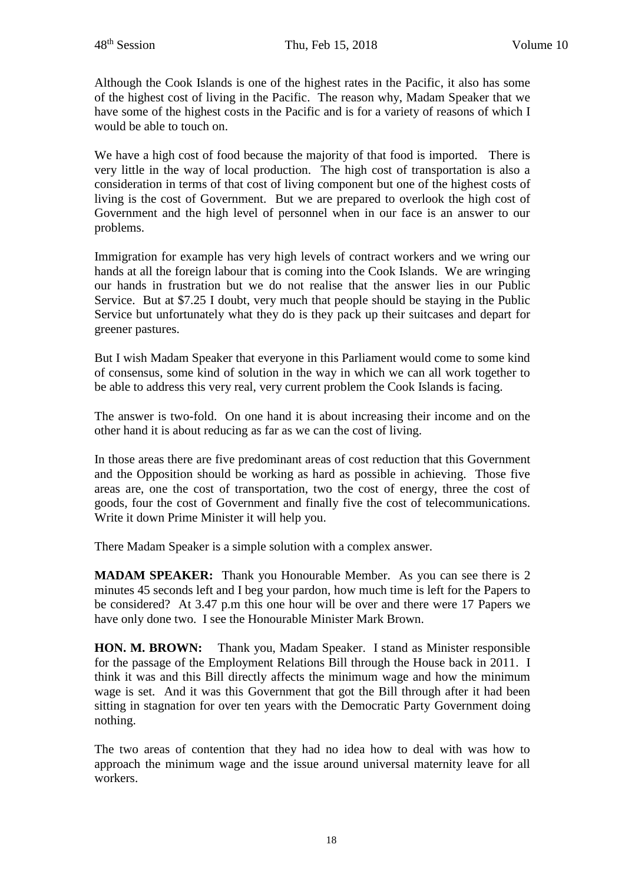Although the Cook Islands is one of the highest rates in the Pacific, it also has some of the highest cost of living in the Pacific. The reason why, Madam Speaker that we have some of the highest costs in the Pacific and is for a variety of reasons of which I would be able to touch on.

We have a high cost of food because the majority of that food is imported. There is very little in the way of local production. The high cost of transportation is also a consideration in terms of that cost of living component but one of the highest costs of living is the cost of Government. But we are prepared to overlook the high cost of Government and the high level of personnel when in our face is an answer to our problems.

Immigration for example has very high levels of contract workers and we wring our hands at all the foreign labour that is coming into the Cook Islands. We are wringing our hands in frustration but we do not realise that the answer lies in our Public Service. But at $7.25 I doubt, very much that people should be staying in the Public Service but unfortunately what they do is they pack up their suitcases and depart for greener pastures.

But I wish Madam Speaker that everyone in this Parliament would come to some kind of consensus, some kind of solution in the way in which we can all work together to be able to address this very real, very current problem the Cook Islands is facing.

The answer is two-fold. On one hand it is about increasing their income and on the other hand it is about reducing as far as we can the cost of living.

In those areas there are five predominant areas of cost reduction that this Government and the Opposition should be working as hard as possible in achieving. Those five areas are, one the cost of transportation, two the cost of energy, three the cost of goods, four the cost of Government and finally five the cost of telecommunications. Write it down Prime Minister it will help you.

There Madam Speaker is a simple solution with a complex answer.

**MADAM SPEAKER:** Thank you Honourable Member. As you can see there is 2 minutes 45 seconds left and I beg your pardon, how much time is left for the Papers to be considered? At 3.47 p.m this one hour will be over and there were 17 Papers we have only done two. I see the Honourable Minister Mark Brown.

**HON. M. BROWN:** Thank you, Madam Speaker. I stand as Minister responsible for the passage of the Employment Relations Bill through the House back in 2011. I think it was and this Bill directly affects the minimum wage and how the minimum wage is set. And it was this Government that got the Bill through after it had been sitting in stagnation for over ten years with the Democratic Party Government doing nothing.

The two areas of contention that they had no idea how to deal with was how to approach the minimum wage and the issue around universal maternity leave for all workers.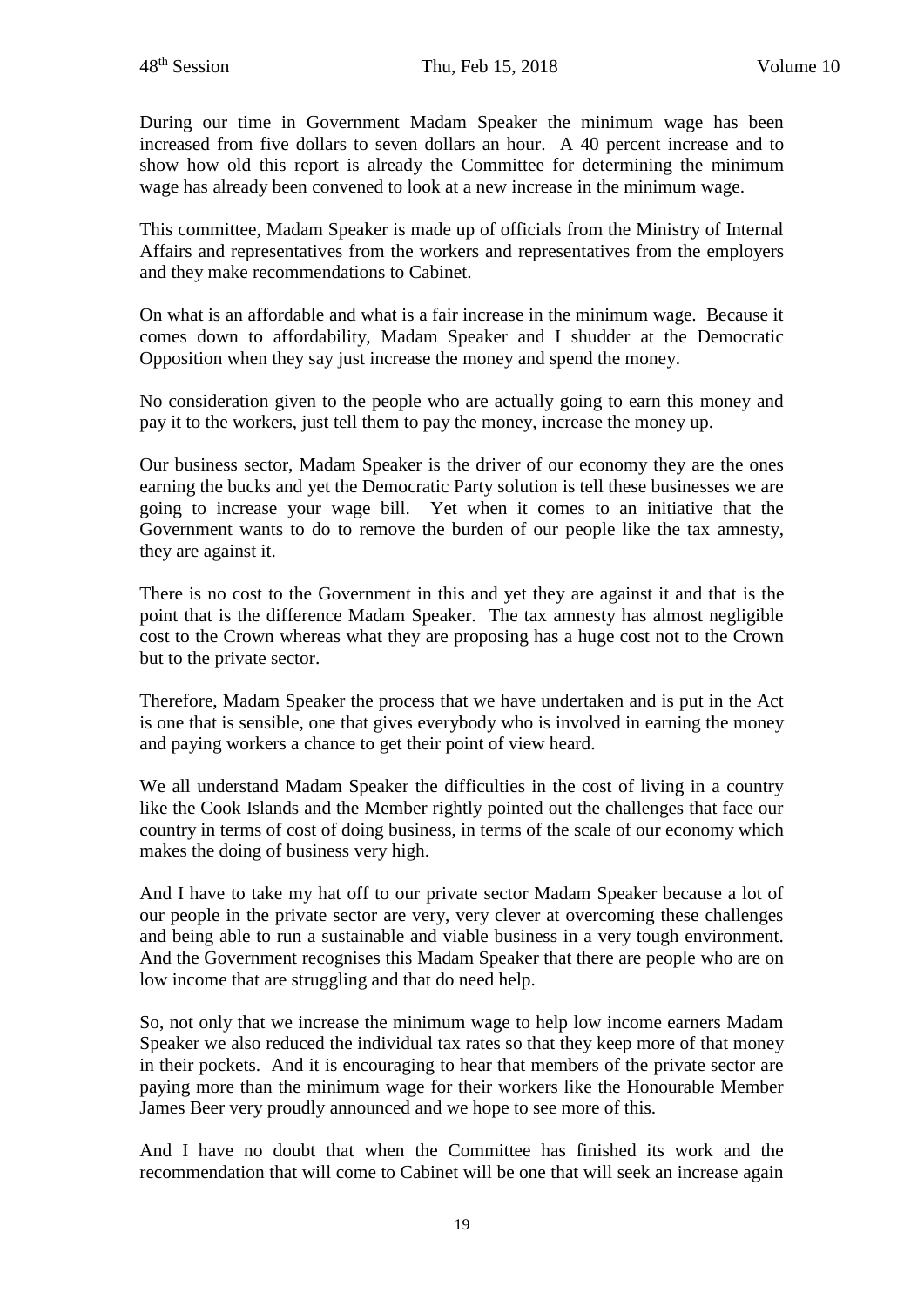During our time in Government Madam Speaker the minimum wage has been increased from five dollars to seven dollars an hour. A 40 percent increase and to show how old this report is already the Committee for determining the minimum wage has already been convened to look at a new increase in the minimum wage.

This committee, Madam Speaker is made up of officials from the Ministry of Internal Affairs and representatives from the workers and representatives from the employers and they make recommendations to Cabinet.

On what is an affordable and what is a fair increase in the minimum wage. Because it comes down to affordability, Madam Speaker and I shudder at the Democratic Opposition when they say just increase the money and spend the money.

No consideration given to the people who are actually going to earn this money and pay it to the workers, just tell them to pay the money, increase the money up.

Our business sector, Madam Speaker is the driver of our economy they are the ones earning the bucks and yet the Democratic Party solution is tell these businesses we are going to increase your wage bill. Yet when it comes to an initiative that the Government wants to do to remove the burden of our people like the tax amnesty, they are against it.

There is no cost to the Government in this and yet they are against it and that is the point that is the difference Madam Speaker. The tax amnesty has almost negligible cost to the Crown whereas what they are proposing has a huge cost not to the Crown but to the private sector.

Therefore, Madam Speaker the process that we have undertaken and is put in the Act is one that is sensible, one that gives everybody who is involved in earning the money and paying workers a chance to get their point of view heard.

We all understand Madam Speaker the difficulties in the cost of living in a country like the Cook Islands and the Member rightly pointed out the challenges that face our country in terms of cost of doing business, in terms of the scale of our economy which makes the doing of business very high.

And I have to take my hat off to our private sector Madam Speaker because a lot of our people in the private sector are very, very clever at overcoming these challenges and being able to run a sustainable and viable business in a very tough environment. And the Government recognises this Madam Speaker that there are people who are on low income that are struggling and that do need help.

So, not only that we increase the minimum wage to help low income earners Madam Speaker we also reduced the individual tax rates so that they keep more of that money in their pockets. And it is encouraging to hear that members of the private sector are paying more than the minimum wage for their workers like the Honourable Member James Beer very proudly announced and we hope to see more of this.

And I have no doubt that when the Committee has finished its work and the recommendation that will come to Cabinet will be one that will seek an increase again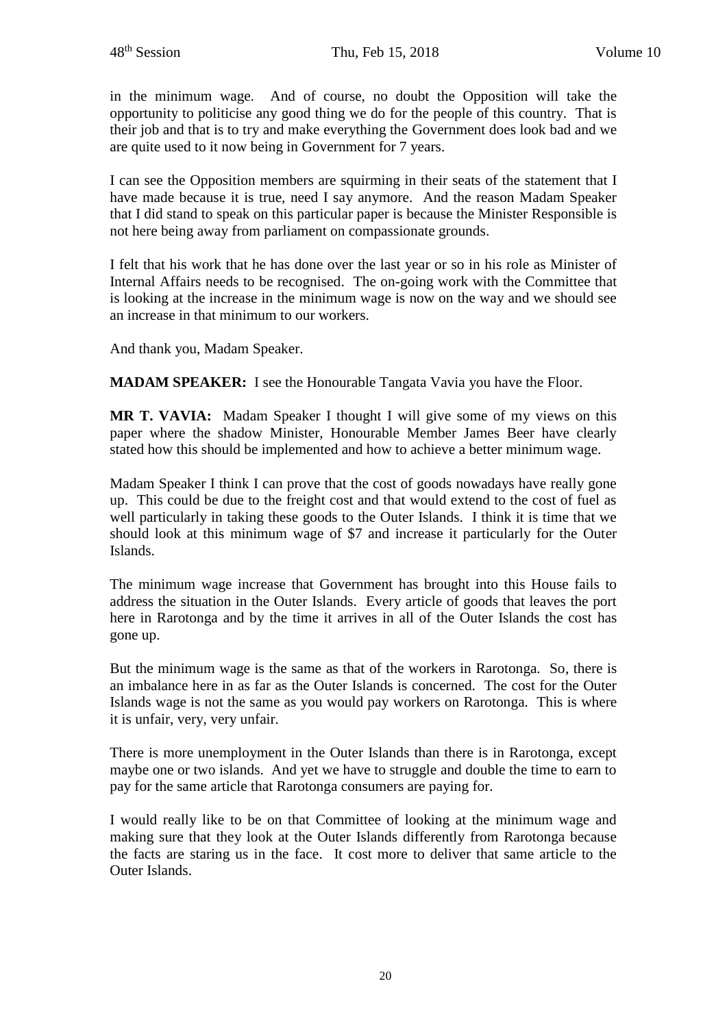in the minimum wage. And of course, no doubt the Opposition will take the opportunity to politicise any good thing we do for the people of this country. That is their job and that is to try and make everything the Government does look bad and we are quite used to it now being in Government for 7 years.

I can see the Opposition members are squirming in their seats of the statement that I have made because it is true, need I say anymore. And the reason Madam Speaker that I did stand to speak on this particular paper is because the Minister Responsible is not here being away from parliament on compassionate grounds.

I felt that his work that he has done over the last year or so in his role as Minister of Internal Affairs needs to be recognised. The on-going work with the Committee that is looking at the increase in the minimum wage is now on the way and we should see an increase in that minimum to our workers.

And thank you, Madam Speaker.

**MADAM SPEAKER:** I see the Honourable Tangata Vavia you have the Floor.

**MR T. VAVIA:** Madam Speaker I thought I will give some of my views on this paper where the shadow Minister, Honourable Member James Beer have clearly stated how this should be implemented and how to achieve a better minimum wage.

Madam Speaker I think I can prove that the cost of goods nowadays have really gone up. This could be due to the freight cost and that would extend to the cost of fuel as well particularly in taking these goods to the Outer Islands. I think it is time that we should look at this minimum wage of $7 and increase it particularly for the Outer Islands.

The minimum wage increase that Government has brought into this House fails to address the situation in the Outer Islands. Every article of goods that leaves the port here in Rarotonga and by the time it arrives in all of the Outer Islands the cost has gone up.

But the minimum wage is the same as that of the workers in Rarotonga. So, there is an imbalance here in as far as the Outer Islands is concerned. The cost for the Outer Islands wage is not the same as you would pay workers on Rarotonga. This is where it is unfair, very, very unfair.

There is more unemployment in the Outer Islands than there is in Rarotonga, except maybe one or two islands. And yet we have to struggle and double the time to earn to pay for the same article that Rarotonga consumers are paying for.

I would really like to be on that Committee of looking at the minimum wage and making sure that they look at the Outer Islands differently from Rarotonga because the facts are staring us in the face. It cost more to deliver that same article to the Outer Islands.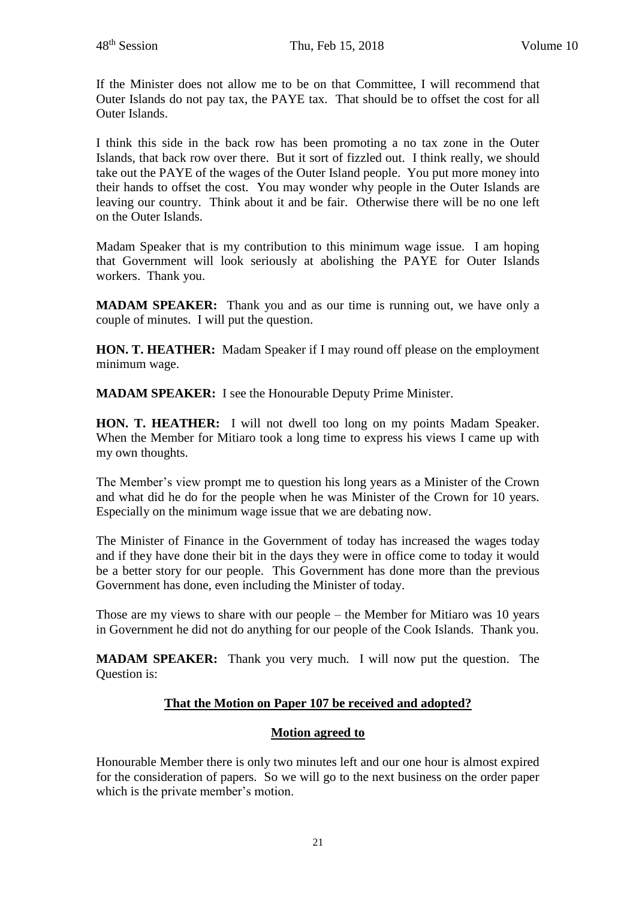If the Minister does not allow me to be on that Committee, I will recommend that Outer Islands do not pay tax, the PAYE tax. That should be to offset the cost for all Outer Islands.

I think this side in the back row has been promoting a no tax zone in the Outer Islands, that back row over there. But it sort of fizzled out. I think really, we should take out the PAYE of the wages of the Outer Island people. You put more money into their hands to offset the cost. You may wonder why people in the Outer Islands are leaving our country. Think about it and be fair. Otherwise there will be no one left on the Outer Islands.

Madam Speaker that is my contribution to this minimum wage issue. I am hoping that Government will look seriously at abolishing the PAYE for Outer Islands workers. Thank you.

**MADAM SPEAKER:** Thank you and as our time is running out, we have only a couple of minutes. I will put the question.

**HON. T. HEATHER:** Madam Speaker if I may round off please on the employment minimum wage.

**MADAM SPEAKER:** I see the Honourable Deputy Prime Minister.

**HON. T. HEATHER:** I will not dwell too long on my points Madam Speaker. When the Member for Mitiaro took a long time to express his views I came up with my own thoughts.

The Member's view prompt me to question his long years as a Minister of the Crown and what did he do for the people when he was Minister of the Crown for 10 years. Especially on the minimum wage issue that we are debating now.

The Minister of Finance in the Government of today has increased the wages today and if they have done their bit in the days they were in office come to today it would be a better story for our people. This Government has done more than the previous Government has done, even including the Minister of today.

Those are my views to share with our people – the Member for Mitiaro was 10 years in Government he did not do anything for our people of the Cook Islands. Thank you.

**MADAM SPEAKER:** Thank you very much. I will now put the question. The Question is:

**<u>That the Motion on Paper 107 be received and adopted?</u>**

**<u>Motion agreed to</u>**

Honourable Member there is only two minutes left and our one hour is almost expired for the consideration of papers. So we will go to the next business on the order paper which is the private member's motion.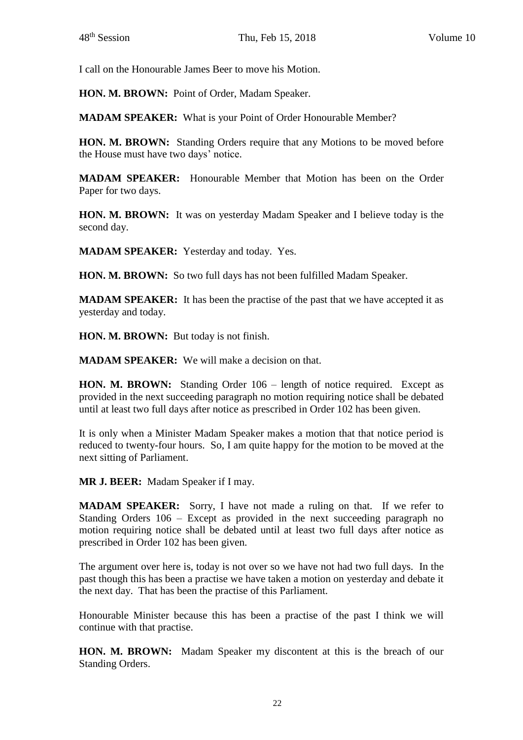I call on the Honourable James Beer to move his Motion.

**HON. M. BROWN:** Point of Order, Madam Speaker.

**MADAM SPEAKER:** What is your Point of Order Honourable Member?

**HON. M. BROWN:** Standing Orders require that any Motions to be moved before the House must have two days' notice.

**MADAM SPEAKER:** Honourable Member that Motion has been on the Order Paper for two days.

**HON. M. BROWN:** It was on yesterday Madam Speaker and I believe today is the second day.

**MADAM SPEAKER:** Yesterday and today. Yes.

**HON. M. BROWN:** So two full days has not been fulfilled Madam Speaker.

**MADAM SPEAKER:** It has been the practise of the past that we have accepted it as yesterday and today.

**HON. M. BROWN:** But today is not finish.

**MADAM SPEAKER:** We will make a decision on that.

**HON. M. BROWN:** Standing Order 106 – length of notice required. Except as provided in the next succeeding paragraph no motion requiring notice shall be debated until at least two full days after notice as prescribed in Order 102 has been given.

It is only when a Minister Madam Speaker makes a motion that that notice period is reduced to twenty-four hours. So, I am quite happy for the motion to be moved at the next sitting of Parliament.

**MR J. BEER:** Madam Speaker if I may.

**MADAM SPEAKER:** Sorry, I have not made a ruling on that. If we refer to Standing Orders 106 – Except as provided in the next succeeding paragraph no motion requiring notice shall be debated until at least two full days after notice as prescribed in Order 102 has been given.

The argument over here is, today is not over so we have not had two full days. In the past though this has been a practise we have taken a motion on yesterday and debate it the next day. That has been the practise of this Parliament.

Honourable Minister because this has been a practise of the past I think we will continue with that practise.

**HON. M. BROWN:** Madam Speaker my discontent at this is the breach of our Standing Orders.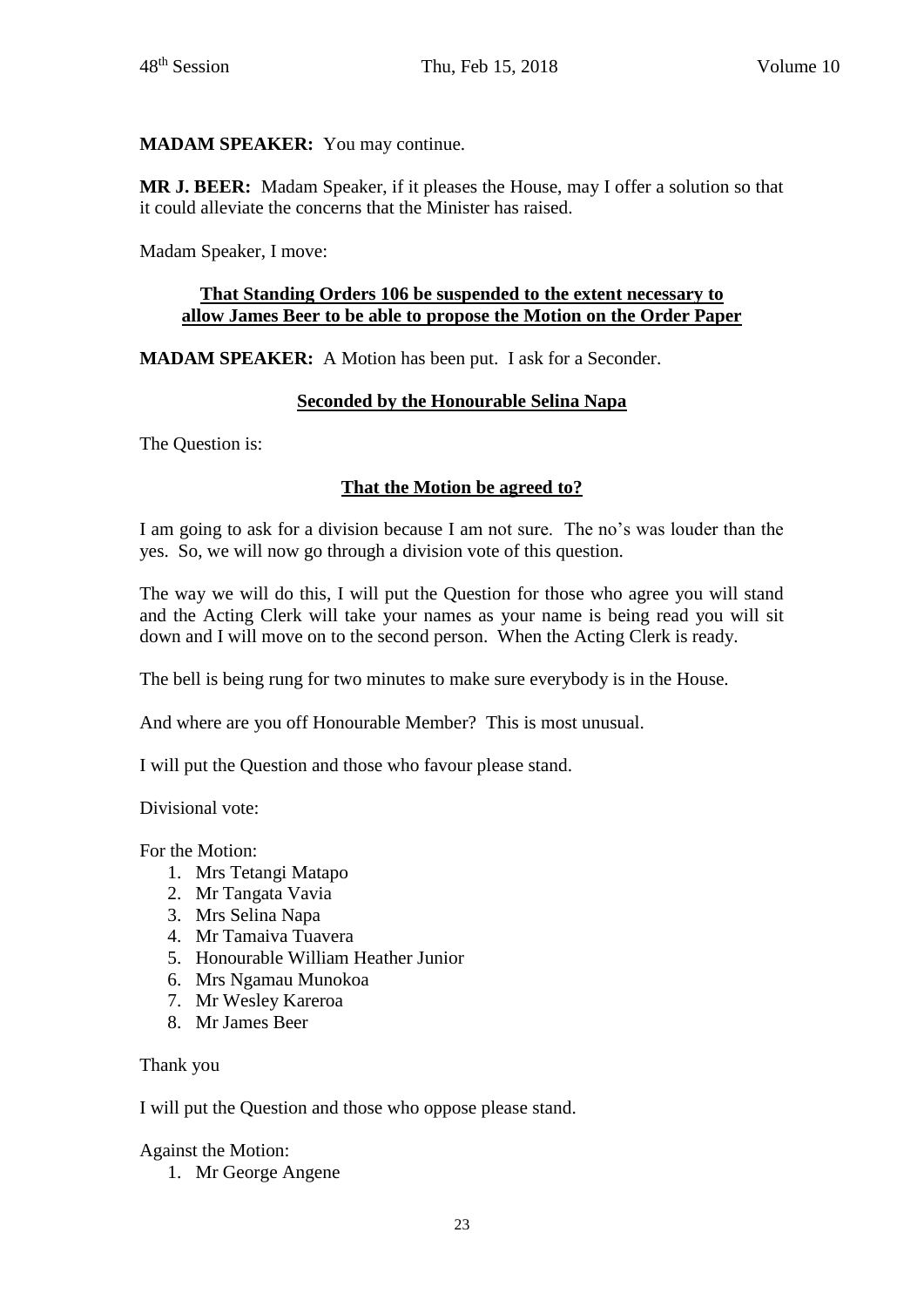**MADAM SPEAKER:** You may continue.

**MR J. BEER:** Madam Speaker, if it pleases the House, may I offer a solution so that it could alleviate the concerns that the Minister has raised.

Madam Speaker, I move:

**<u>That Standing Orders 106 be suspended to the extent necessary to allow James Beer to be able to propose the Motion on the Order Paper</u>**

**MADAM SPEAKER:** A Motion has been put. I ask for a Seconder.

**<u>Seconded by the Honourable Selina Napa</u>**

The Question is:

**<u>That the Motion be agreed to?</u>**

I am going to ask for a division because I am not sure. The no's was louder than the yes. So, we will now go through a division vote of this question.

The way we will do this, I will put the Question for those who agree you will stand and the Acting Clerk will take your names as your name is being read you will sit down and I will move on to the second person. When the Acting Clerk is ready.

The bell is being rung for two minutes to make sure everybody is in the House.

And where are you off Honourable Member? This is most unusual.

I will put the Question and those who favour please stand.

Divisional vote:

For the Motion:

1. Mrs Tetangi Matapo
2. Mr Tangata Vavia
3. Mrs Selina Napa
4. Mr Tamaiva Tuavera
5. Honourable William Heather Junior
6. Mrs Ngamau Munokoa
7. Mr Wesley Kareroa
8. Mr James Beer

Thank you

I will put the Question and those who oppose please stand.

Against the Motion:

1. Mr George Angene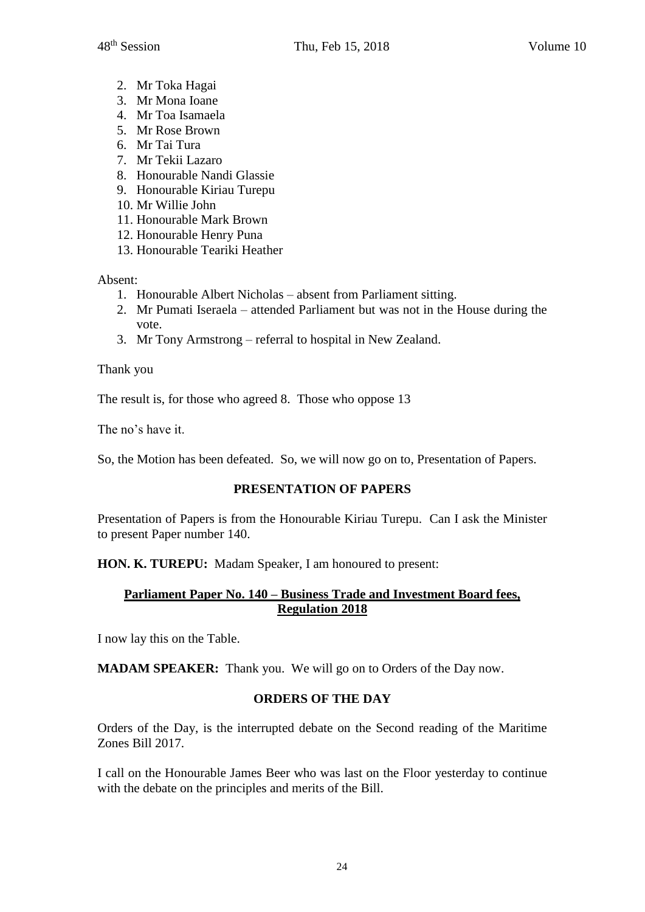2. Mr Toka Hagai
3. Mr Mona Ioane
4. Mr Toa Isamaela
5. Mr Rose Brown
6. Mr Tai Tura
7. Mr Tekii Lazaro
8. Honourable Nandi Glassie
9. Honourable Kiriau Turepu
10. Mr Willie John
11. Honourable Mark Brown
12. Honourable Henry Puna
13. Honourable Teariki Heather

Absent:

1. Honourable Albert Nicholas – absent from Parliament sitting.
2. Mr Pumati Iseraela – attended Parliament but was not in the House during the vote.
3. Mr Tony Armstrong – referral to hospital in New Zealand.

Thank you

The result is, for those who agreed 8. Those who oppose 13

The no's have it.

So, the Motion has been defeated. So, we will now go on to, Presentation of Papers.

## PRESENTATION OF PAPERS

Presentation of Papers is from the Honourable Kiriau Turepu. Can I ask the Minister to present Paper number 140.

**HON. K. TUREPU:** Madam Speaker, I am honoured to present:

**Parliament Paper No. 140 – Business Trade and Investment Board fees, Regulation 2018**

I now lay this on the Table.

**MADAM SPEAKER:** Thank you. We will go on to Orders of the Day now.

## ORDERS OF THE DAY

Orders of the Day, is the interrupted debate on the Second reading of the Maritime Zones Bill 2017.

I call on the Honourable James Beer who was last on the Floor yesterday to continue with the debate on the principles and merits of the Bill.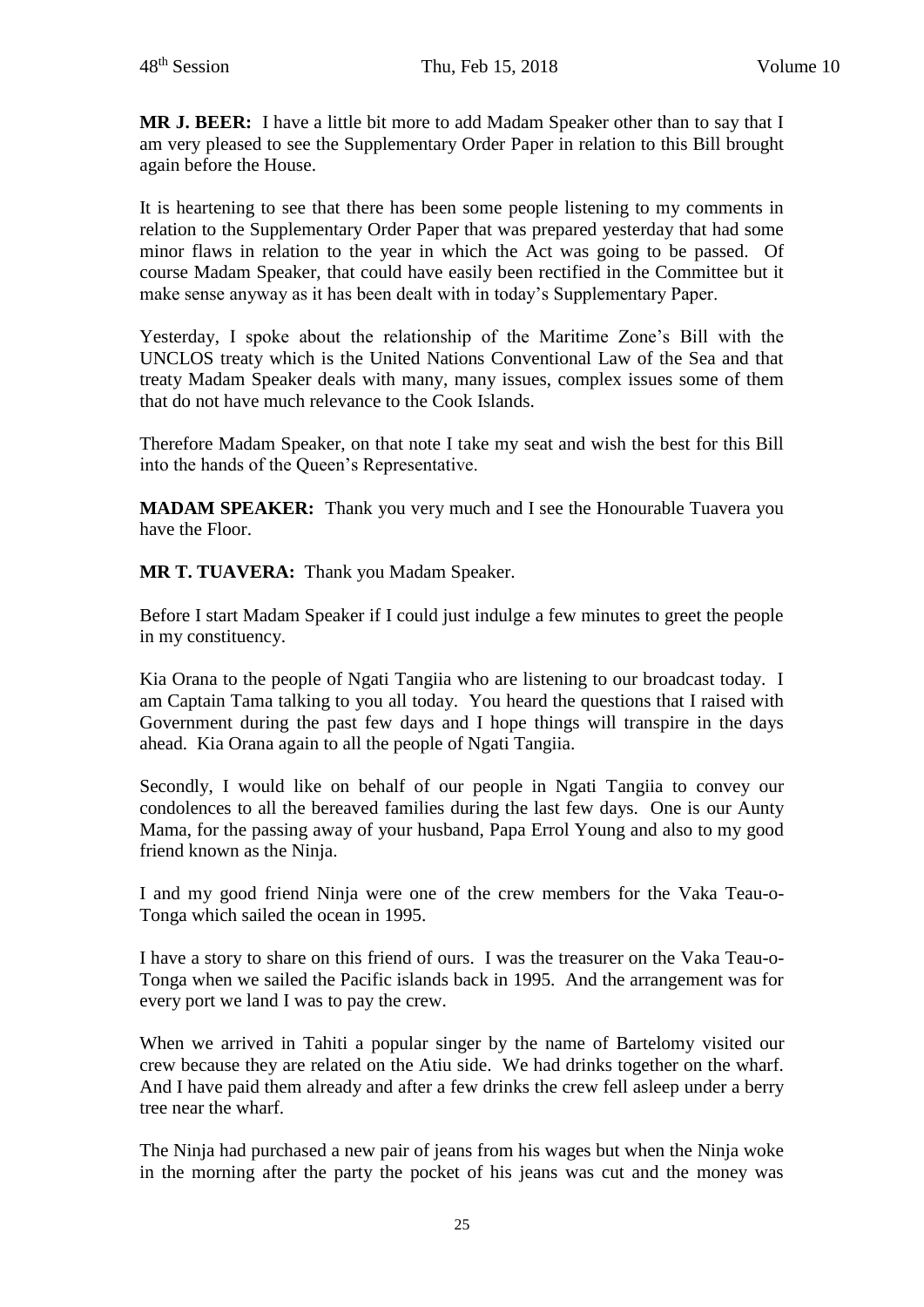**MR J. BEER:** I have a little bit more to add Madam Speaker other than to say that I am very pleased to see the Supplementary Order Paper in relation to this Bill brought again before the House.

It is heartening to see that there has been some people listening to my comments in relation to the Supplementary Order Paper that was prepared yesterday that had some minor flaws in relation to the year in which the Act was going to be passed. Of course Madam Speaker, that could have easily been rectified in the Committee but it make sense anyway as it has been dealt with in today's Supplementary Paper.

Yesterday, I spoke about the relationship of the Maritime Zone's Bill with the UNCLOS treaty which is the United Nations Conventional Law of the Sea and that treaty Madam Speaker deals with many, many issues, complex issues some of them that do not have much relevance to the Cook Islands.

Therefore Madam Speaker, on that note I take my seat and wish the best for this Bill into the hands of the Queen's Representative.

**MADAM SPEAKER:** Thank you very much and I see the Honourable Tuavera you have the Floor.

**MR T. TUAVERA:** Thank you Madam Speaker.

Before I start Madam Speaker if I could just indulge a few minutes to greet the people in my constituency.

Kia Orana to the people of Ngati Tangiia who are listening to our broadcast today. I am Captain Tama talking to you all today. You heard the questions that I raised with Government during the past few days and I hope things will transpire in the days ahead. Kia Orana again to all the people of Ngati Tangiia.

Secondly, I would like on behalf of our people in Ngati Tangiia to convey our condolences to all the bereaved families during the last few days. One is our Aunty Mama, for the passing away of your husband, Papa Errol Young and also to my good friend known as the Ninja.

I and my good friend Ninja were one of the crew members for the Vaka Teau-o-Tonga which sailed the ocean in 1995.

I have a story to share on this friend of ours. I was the treasurer on the Vaka Teau-o-Tonga when we sailed the Pacific islands back in 1995. And the arrangement was for every port we land I was to pay the crew.

When we arrived in Tahiti a popular singer by the name of Bartelomy visited our crew because they are related on the Atiu side. We had drinks together on the wharf. And I have paid them already and after a few drinks the crew fell asleep under a berry tree near the wharf.

The Ninja had purchased a new pair of jeans from his wages but when the Ninja woke in the morning after the party the pocket of his jeans was cut and the money was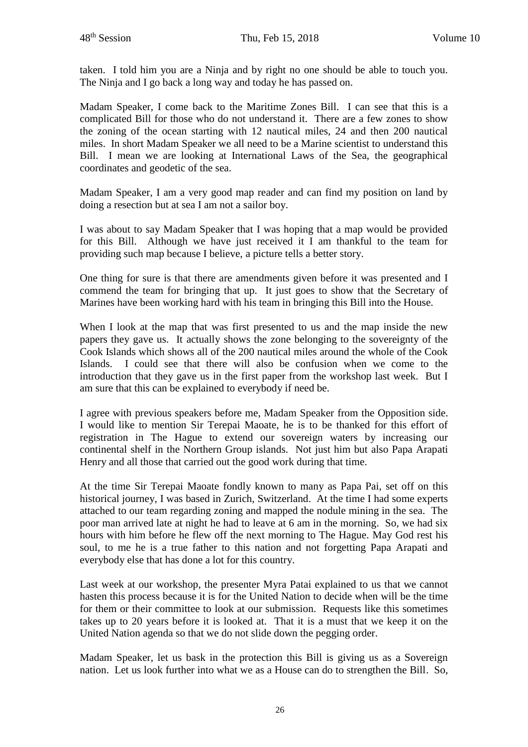taken. I told him you are a Ninja and by right no one should be able to touch you. The Ninja and I go back a long way and today he has passed on.

Madam Speaker, I come back to the Maritime Zones Bill. I can see that this is a complicated Bill for those who do not understand it. There are a few zones to show the zoning of the ocean starting with 12 nautical miles, 24 and then 200 nautical miles. In short Madam Speaker we all need to be a Marine scientist to understand this Bill. I mean we are looking at International Laws of the Sea, the geographical coordinates and geodetic of the sea.

Madam Speaker, I am a very good map reader and can find my position on land by doing a resection but at sea I am not a sailor boy.

I was about to say Madam Speaker that I was hoping that a map would be provided for this Bill. Although we have just received it I am thankful to the team for providing such map because I believe, a picture tells a better story.

One thing for sure is that there are amendments given before it was presented and I commend the team for bringing that up. It just goes to show that the Secretary of Marines have been working hard with his team in bringing this Bill into the House.

When I look at the map that was first presented to us and the map inside the new papers they gave us. It actually shows the zone belonging to the sovereignty of the Cook Islands which shows all of the 200 nautical miles around the whole of the Cook Islands. I could see that there will also be confusion when we come to the introduction that they gave us in the first paper from the workshop last week. But I am sure that this can be explained to everybody if need be.

I agree with previous speakers before me, Madam Speaker from the Opposition side. I would like to mention Sir Terepai Maoate, he is to be thanked for this effort of registration in The Hague to extend our sovereign waters by increasing our continental shelf in the Northern Group islands. Not just him but also Papa Arapati Henry and all those that carried out the good work during that time.

At the time Sir Terepai Maoate fondly known to many as Papa Pai, set off on this historical journey, I was based in Zurich, Switzerland. At the time I had some experts attached to our team regarding zoning and mapped the nodule mining in the sea. The poor man arrived late at night he had to leave at 6 am in the morning. So, we had six hours with him before he flew off the next morning to The Hague. May God rest his soul, to me he is a true father to this nation and not forgetting Papa Arapati and everybody else that has done a lot for this country.

Last week at our workshop, the presenter Myra Patai explained to us that we cannot hasten this process because it is for the United Nation to decide when will be the time for them or their committee to look at our submission. Requests like this sometimes takes up to 20 years before it is looked at. That it is a must that we keep it on the United Nation agenda so that we do not slide down the pegging order.

Madam Speaker, let us bask in the protection this Bill is giving us as a Sovereign nation. Let us look further into what we as a House can do to strengthen the Bill. So,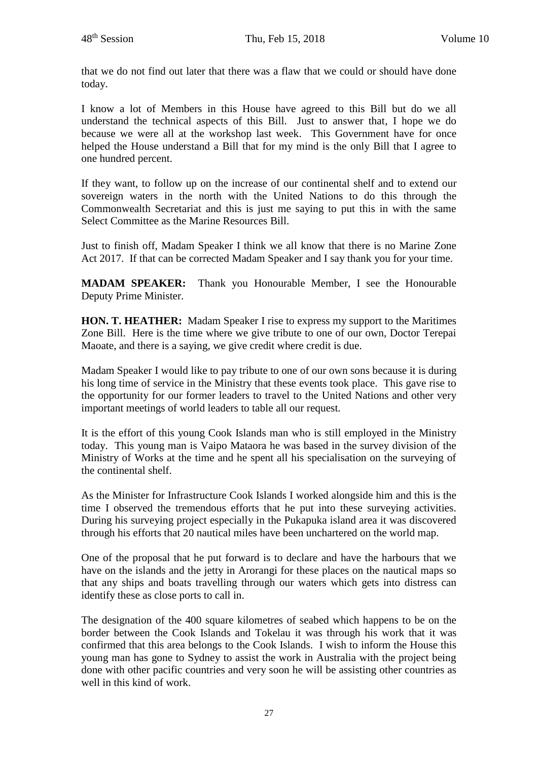that we do not find out later that there was a flaw that we could or should have done today.

I know a lot of Members in this House have agreed to this Bill but do we all understand the technical aspects of this Bill. Just to answer that, I hope we do because we were all at the workshop last week. This Government have for once helped the House understand a Bill that for my mind is the only Bill that I agree to one hundred percent.

If they want, to follow up on the increase of our continental shelf and to extend our sovereign waters in the north with the United Nations to do this through the Commonwealth Secretariat and this is just me saying to put this in with the same Select Committee as the Marine Resources Bill.

Just to finish off, Madam Speaker I think we all know that there is no Marine Zone Act 2017. If that can be corrected Madam Speaker and I say thank you for your time.

**MADAM SPEAKER:** Thank you Honourable Member, I see the Honourable Deputy Prime Minister.

**HON. T. HEATHER:** Madam Speaker I rise to express my support to the Maritimes Zone Bill. Here is the time where we give tribute to one of our own, Doctor Terepai Maoate, and there is a saying, we give credit where credit is due.

Madam Speaker I would like to pay tribute to one of our own sons because it is during his long time of service in the Ministry that these events took place. This gave rise to the opportunity for our former leaders to travel to the United Nations and other very important meetings of world leaders to table all our request.

It is the effort of this young Cook Islands man who is still employed in the Ministry today. This young man is Vaipo Mataora he was based in the survey division of the Ministry of Works at the time and he spent all his specialisation on the surveying of the continental shelf.

As the Minister for Infrastructure Cook Islands I worked alongside him and this is the time I observed the tremendous efforts that he put into these surveying activities. During his surveying project especially in the Pukapuka island area it was discovered through his efforts that 20 nautical miles have been unchartered on the world map.

One of the proposal that he put forward is to declare and have the harbours that we have on the islands and the jetty in Arorangi for these places on the nautical maps so that any ships and boats travelling through our waters which gets into distress can identify these as close ports to call in.

The designation of the 400 square kilometres of seabed which happens to be on the border between the Cook Islands and Tokelau it was through his work that it was confirmed that this area belongs to the Cook Islands. I wish to inform the House this young man has gone to Sydney to assist the work in Australia with the project being done with other pacific countries and very soon he will be assisting other countries as well in this kind of work.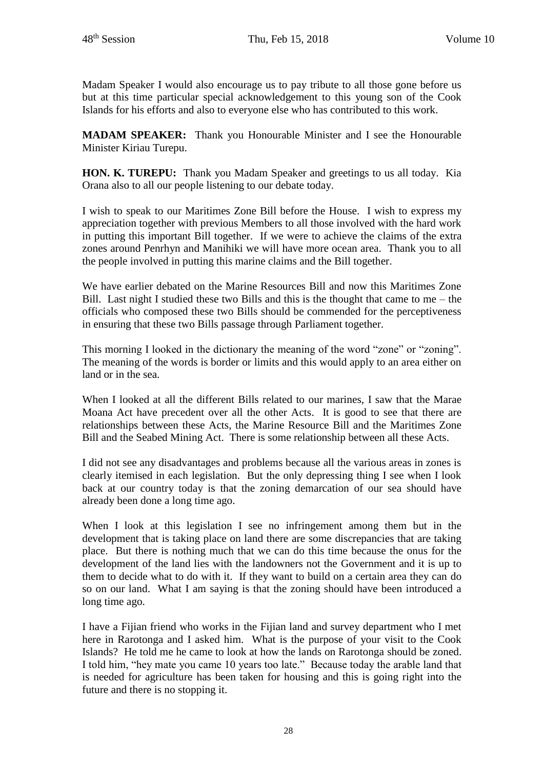Madam Speaker I would also encourage us to pay tribute to all those gone before us but at this time particular special acknowledgement to this young son of the Cook Islands for his efforts and also to everyone else who has contributed to this work.

**MADAM SPEAKER:** Thank you Honourable Minister and I see the Honourable Minister Kiriau Turepu.

**HON. K. TUREPU:** Thank you Madam Speaker and greetings to us all today. Kia Orana also to all our people listening to our debate today.

I wish to speak to our Maritimes Zone Bill before the House. I wish to express my appreciation together with previous Members to all those involved with the hard work in putting this important Bill together. If we were to achieve the claims of the extra zones around Penrhyn and Manihiki we will have more ocean area. Thank you to all the people involved in putting this marine claims and the Bill together.

We have earlier debated on the Marine Resources Bill and now this Maritimes Zone Bill. Last night I studied these two Bills and this is the thought that came to me – the officials who composed these two Bills should be commended for the perceptiveness in ensuring that these two Bills passage through Parliament together.

This morning I looked in the dictionary the meaning of the word "zone" or "zoning". The meaning of the words is border or limits and this would apply to an area either on land or in the sea.

When I looked at all the different Bills related to our marines, I saw that the Marae Moana Act have precedent over all the other Acts. It is good to see that there are relationships between these Acts, the Marine Resource Bill and the Maritimes Zone Bill and the Seabed Mining Act. There is some relationship between all these Acts.

I did not see any disadvantages and problems because all the various areas in zones is clearly itemised in each legislation. But the only depressing thing I see when I look back at our country today is that the zoning demarcation of our sea should have already been done a long time ago.

When I look at this legislation I see no infringement among them but in the development that is taking place on land there are some discrepancies that are taking place. But there is nothing much that we can do this time because the onus for the development of the land lies with the landowners not the Government and it is up to them to decide what to do with it. If they want to build on a certain area they can do so on our land. What I am saying is that the zoning should have been introduced a long time ago.

I have a Fijian friend who works in the Fijian land and survey department who I met here in Rarotonga and I asked him. What is the purpose of your visit to the Cook Islands? He told me he came to look at how the lands on Rarotonga should be zoned. I told him, "hey mate you came 10 years too late." Because today the arable land that is needed for agriculture has been taken for housing and this is going right into the future and there is no stopping it.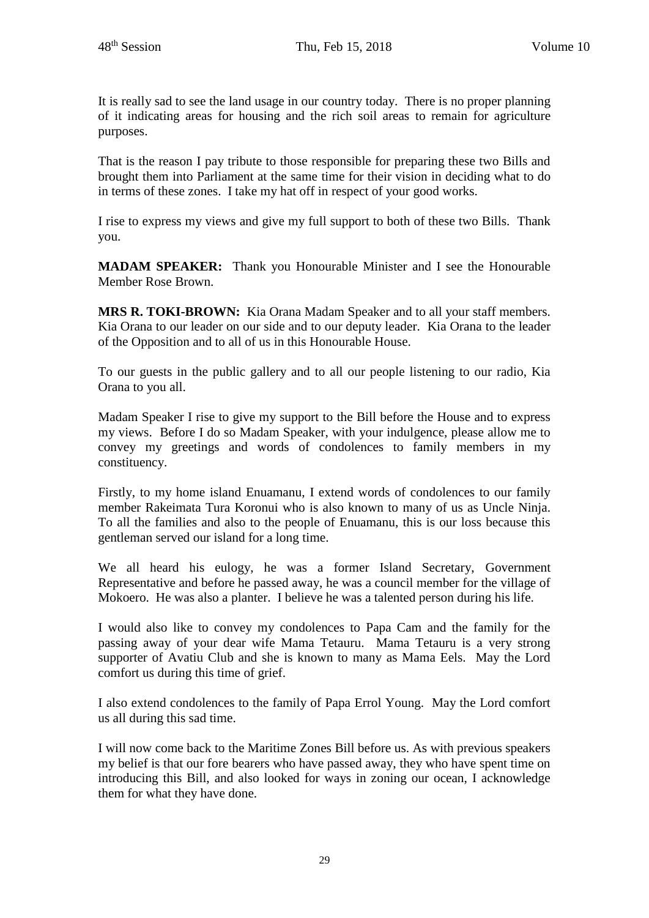It is really sad to see the land usage in our country today. There is no proper planning of it indicating areas for housing and the rich soil areas to remain for agriculture purposes.

That is the reason I pay tribute to those responsible for preparing these two Bills and brought them into Parliament at the same time for their vision in deciding what to do in terms of these zones. I take my hat off in respect of your good works.

I rise to express my views and give my full support to both of these two Bills. Thank you.

**MADAM SPEAKER:** Thank you Honourable Minister and I see the Honourable Member Rose Brown.

**MRS R. TOKI-BROWN:** Kia Orana Madam Speaker and to all your staff members. Kia Orana to our leader on our side and to our deputy leader. Kia Orana to the leader of the Opposition and to all of us in this Honourable House.

To our guests in the public gallery and to all our people listening to our radio, Kia Orana to you all.

Madam Speaker I rise to give my support to the Bill before the House and to express my views. Before I do so Madam Speaker, with your indulgence, please allow me to convey my greetings and words of condolences to family members in my constituency.

Firstly, to my home island Enuamanu, I extend words of condolences to our family member Rakeimata Tura Koronui who is also known to many of us as Uncle Ninja. To all the families and also to the people of Enuamanu, this is our loss because this gentleman served our island for a long time.

We all heard his eulogy, he was a former Island Secretary, Government Representative and before he passed away, he was a council member for the village of Mokoero. He was also a planter. I believe he was a talented person during his life.

I would also like to convey my condolences to Papa Cam and the family for the passing away of your dear wife Mama Tetauru. Mama Tetauru is a very strong supporter of Avatiu Club and she is known to many as Mama Eels. May the Lord comfort us during this time of grief.

I also extend condolences to the family of Papa Errol Young. May the Lord comfort us all during this sad time.

I will now come back to the Maritime Zones Bill before us. As with previous speakers my belief is that our fore bearers who have passed away, they who have spent time on introducing this Bill, and also looked for ways in zoning our ocean, I acknowledge them for what they have done.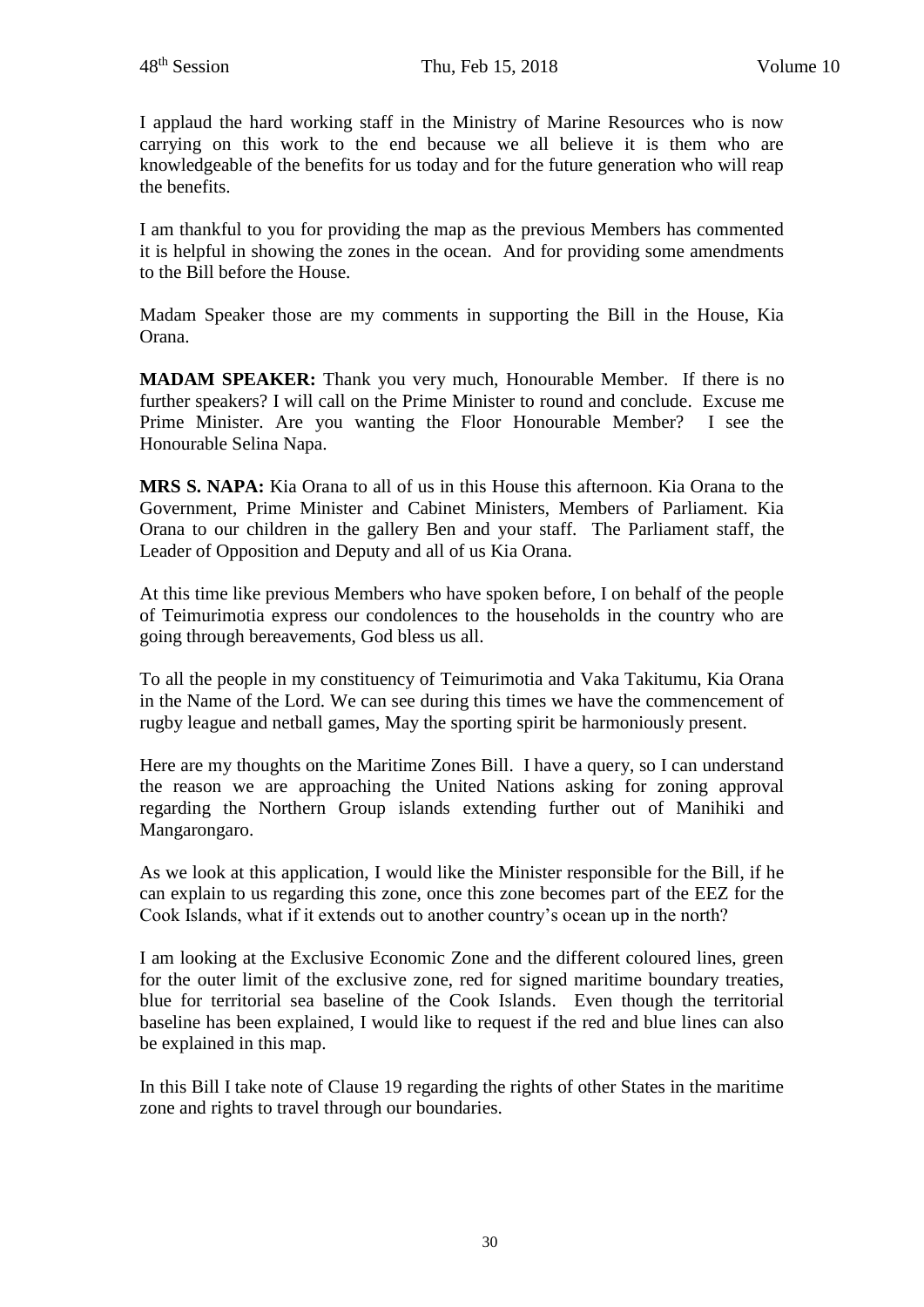I applaud the hard working staff in the Ministry of Marine Resources who is now carrying on this work to the end because we all believe it is them who are knowledgeable of the benefits for us today and for the future generation who will reap the benefits.

I am thankful to you for providing the map as the previous Members has commented it is helpful in showing the zones in the ocean. And for providing some amendments to the Bill before the House.

Madam Speaker those are my comments in supporting the Bill in the House, Kia Orana.

**MADAM SPEAKER:** Thank you very much, Honourable Member. If there is no further speakers? I will call on the Prime Minister to round and conclude. Excuse me Prime Minister. Are you wanting the Floor Honourable Member? I see the Honourable Selina Napa.

**MRS S. NAPA:** Kia Orana to all of us in this House this afternoon. Kia Orana to the Government, Prime Minister and Cabinet Ministers, Members of Parliament. Kia Orana to our children in the gallery Ben and your staff. The Parliament staff, the Leader of Opposition and Deputy and all of us Kia Orana.

At this time like previous Members who have spoken before, I on behalf of the people of Teimurimotia express our condolences to the households in the country who are going through bereavements, God bless us all.

To all the people in my constituency of Teimurimotia and Vaka Takitumu, Kia Orana in the Name of the Lord. We can see during this times we have the commencement of rugby league and netball games, May the sporting spirit be harmoniously present.

Here are my thoughts on the Maritime Zones Bill. I have a query, so I can understand the reason we are approaching the United Nations asking for zoning approval regarding the Northern Group islands extending further out of Manihiki and Mangarongaro.

As we look at this application, I would like the Minister responsible for the Bill, if he can explain to us regarding this zone, once this zone becomes part of the EEZ for the Cook Islands, what if it extends out to another country's ocean up in the north?

I am looking at the Exclusive Economic Zone and the different coloured lines, green for the outer limit of the exclusive zone, red for signed maritime boundary treaties, blue for territorial sea baseline of the Cook Islands. Even though the territorial baseline has been explained, I would like to request if the red and blue lines can also be explained in this map.

In this Bill I take note of Clause 19 regarding the rights of other States in the maritime zone and rights to travel through our boundaries.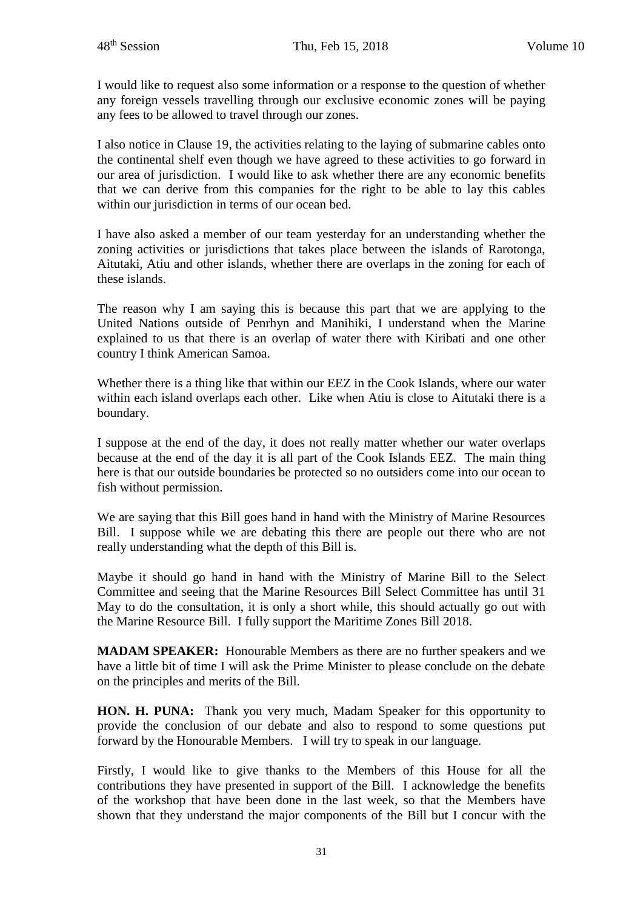I would like to request also some information or a response to the question of whether any foreign vessels travelling through our exclusive economic zones will be paying any fees to be allowed to travel through our zones.

I also notice in Clause 19, the activities relating to the laying of submarine cables onto the continental shelf even though we have agreed to these activities to go forward in our area of jurisdiction. I would like to ask whether there are any economic benefits that we can derive from this companies for the right to be able to lay this cables within our jurisdiction in terms of our ocean bed.

I have also asked a member of our team yesterday for an understanding whether the zoning activities or jurisdictions that takes place between the islands of Rarotonga, Aitutaki, Atiu and other islands, whether there are overlaps in the zoning for each of these islands.

The reason why I am saying this is because this part that we are applying to the United Nations outside of Penrhyn and Manihiki, I understand when the Marine explained to us that there is an overlap of water there with Kiribati and one other country I think American Samoa.

Whether there is a thing like that within our EEZ in the Cook Islands, where our water within each island overlaps each other. Like when Atiu is close to Aitutaki there is a boundary.

I suppose at the end of the day, it does not really matter whether our water overlaps because at the end of the day it is all part of the Cook Islands EEZ. The main thing here is that our outside boundaries be protected so no outsiders come into our ocean to fish without permission.

We are saying that this Bill goes hand in hand with the Ministry of Marine Resources Bill. I suppose while we are debating this there are people out there who are not really understanding what the depth of this Bill is.

Maybe it should go hand in hand with the Ministry of Marine Bill to the Select Committee and seeing that the Marine Resources Bill Select Committee has until 31 May to do the consultation, it is only a short while, this should actually go out with the Marine Resource Bill. I fully support the Maritime Zones Bill 2018.

**MADAM SPEAKER:** Honourable Members as there are no further speakers and we have a little bit of time I will ask the Prime Minister to please conclude on the debate on the principles and merits of the Bill.

**HON. H. PUNA:** Thank you very much, Madam Speaker for this opportunity to provide the conclusion of our debate and also to respond to some questions put forward by the Honourable Members. I will try to speak in our language.

Firstly, I would like to give thanks to the Members of this House for all the contributions they have presented in support of the Bill. I acknowledge the benefits of the workshop that have been done in the last week, so that the Members have shown that they understand the major components of the Bill but I concur with the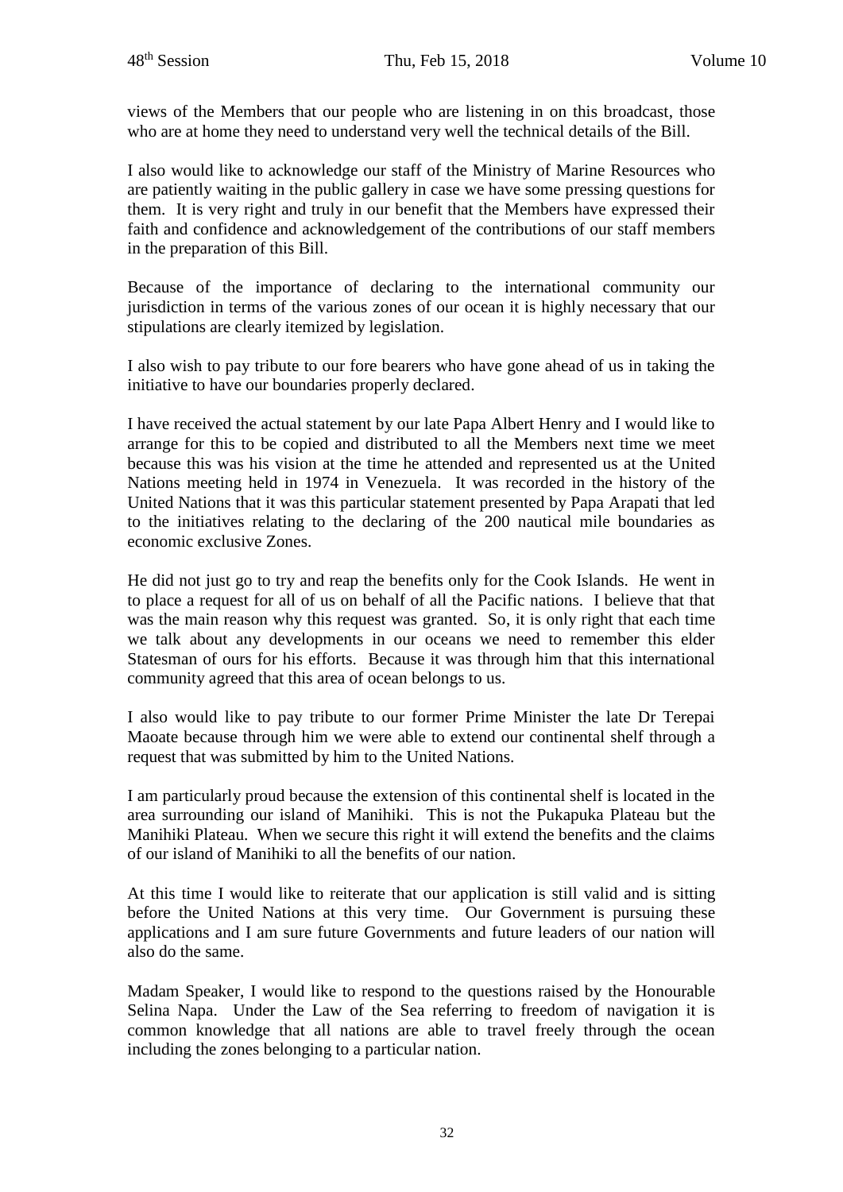views of the Members that our people who are listening in on this broadcast, those who are at home they need to understand very well the technical details of the Bill.

I also would like to acknowledge our staff of the Ministry of Marine Resources who are patiently waiting in the public gallery in case we have some pressing questions for them. It is very right and truly in our benefit that the Members have expressed their faith and confidence and acknowledgement of the contributions of our staff members in the preparation of this Bill.

Because of the importance of declaring to the international community our jurisdiction in terms of the various zones of our ocean it is highly necessary that our stipulations are clearly itemized by legislation.

I also wish to pay tribute to our fore bearers who have gone ahead of us in taking the initiative to have our boundaries properly declared.

I have received the actual statement by our late Papa Albert Henry and I would like to arrange for this to be copied and distributed to all the Members next time we meet because this was his vision at the time he attended and represented us at the United Nations meeting held in 1974 in Venezuela. It was recorded in the history of the United Nations that it was this particular statement presented by Papa Arapati that led to the initiatives relating to the declaring of the 200 nautical mile boundaries as economic exclusive Zones.

He did not just go to try and reap the benefits only for the Cook Islands. He went in to place a request for all of us on behalf of all the Pacific nations. I believe that that was the main reason why this request was granted. So, it is only right that each time we talk about any developments in our oceans we need to remember this elder Statesman of ours for his efforts. Because it was through him that this international community agreed that this area of ocean belongs to us.

I also would like to pay tribute to our former Prime Minister the late Dr Terepai Maoate because through him we were able to extend our continental shelf through a request that was submitted by him to the United Nations.

I am particularly proud because the extension of this continental shelf is located in the area surrounding our island of Manihiki. This is not the Pukapuka Plateau but the Manihiki Plateau. When we secure this right it will extend the benefits and the claims of our island of Manihiki to all the benefits of our nation.

At this time I would like to reiterate that our application is still valid and is sitting before the United Nations at this very time. Our Government is pursuing these applications and I am sure future Governments and future leaders of our nation will also do the same.

Madam Speaker, I would like to respond to the questions raised by the Honourable Selina Napa. Under the Law of the Sea referring to freedom of navigation it is common knowledge that all nations are able to travel freely through the ocean including the zones belonging to a particular nation.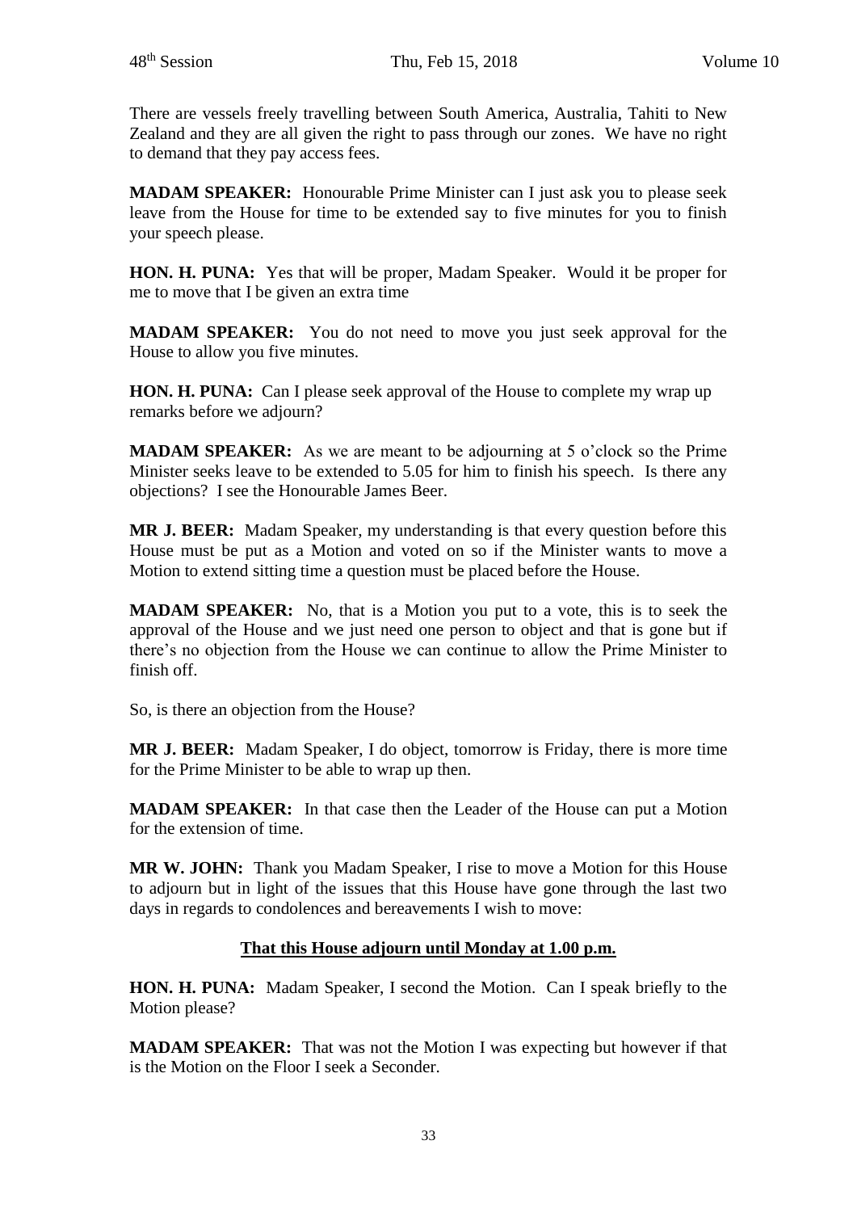There are vessels freely travelling between South America, Australia, Tahiti to New Zealand and they are all given the right to pass through our zones. We have no right to demand that they pay access fees.

**MADAM SPEAKER:** Honourable Prime Minister can I just ask you to please seek leave from the House for time to be extended say to five minutes for you to finish your speech please.

**HON. H. PUNA:** Yes that will be proper, Madam Speaker. Would it be proper for me to move that I be given an extra time

**MADAM SPEAKER:** You do not need to move you just seek approval for the House to allow you five minutes.

**HON. H. PUNA:** Can I please seek approval of the House to complete my wrap up remarks before we adjourn?

**MADAM SPEAKER:** As we are meant to be adjourning at 5 o'clock so the Prime Minister seeks leave to be extended to 5.05 for him to finish his speech. Is there any objections? I see the Honourable James Beer.

**MR J. BEER:** Madam Speaker, my understanding is that every question before this House must be put as a Motion and voted on so if the Minister wants to move a Motion to extend sitting time a question must be placed before the House.

**MADAM SPEAKER:** No, that is a Motion you put to a vote, this is to seek the approval of the House and we just need one person to object and that is gone but if there's no objection from the House we can continue to allow the Prime Minister to finish off.

So, is there an objection from the House?

**MR J. BEER:** Madam Speaker, I do object, tomorrow is Friday, there is more time for the Prime Minister to be able to wrap up then.

**MADAM SPEAKER:** In that case then the Leader of the House can put a Motion for the extension of time.

**MR W. JOHN:** Thank you Madam Speaker, I rise to move a Motion for this House to adjourn but in light of the issues that this House have gone through the last two days in regards to condolences and bereavements I wish to move:

**That this House adjourn until Monday at 1.00 p.m.**

**HON. H. PUNA:** Madam Speaker, I second the Motion. Can I speak briefly to the Motion please?

**MADAM SPEAKER:** That was not the Motion I was expecting but however if that is the Motion on the Floor I seek a Seconder.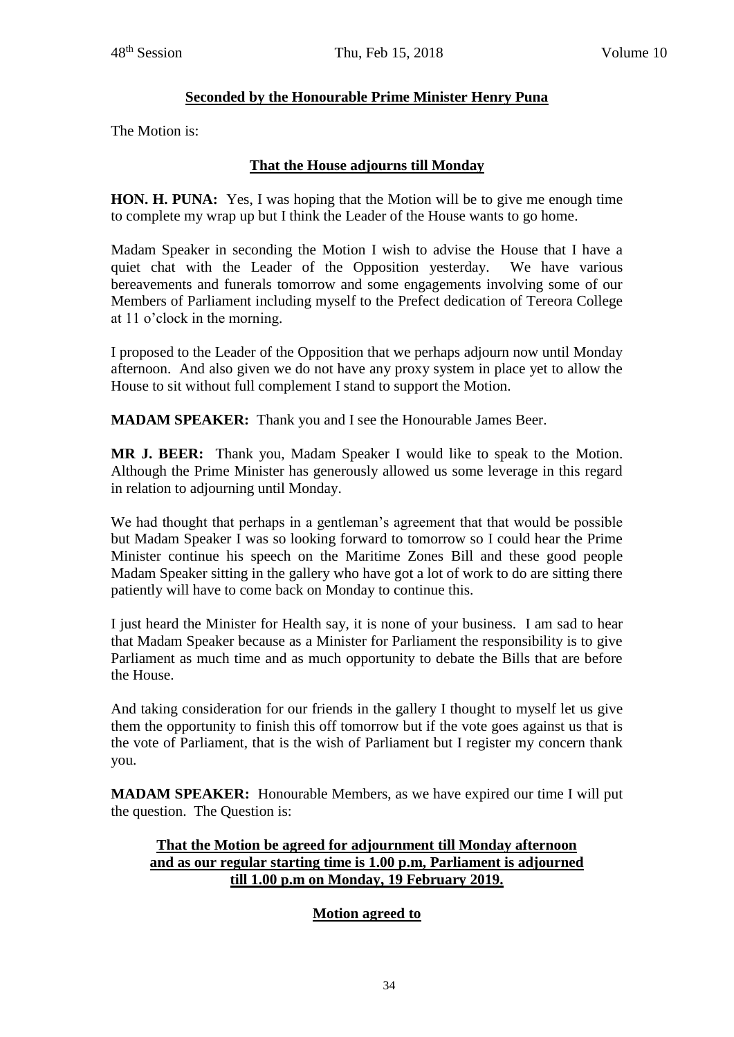**Seconded by the Honourable Prime Minister Henry Puna**

The Motion is:

**That the House adjourns till Monday**

**HON. H. PUNA:** Yes, I was hoping that the Motion will be to give me enough time to complete my wrap up but I think the Leader of the House wants to go home.

Madam Speaker in seconding the Motion I wish to advise the House that I have a quiet chat with the Leader of the Opposition yesterday. We have various bereavements and funerals tomorrow and some engagements involving some of our Members of Parliament including myself to the Prefect dedication of Tereora College at 11 o'clock in the morning.

I proposed to the Leader of the Opposition that we perhaps adjourn now until Monday afternoon. And also given we do not have any proxy system in place yet to allow the House to sit without full complement I stand to support the Motion.

**MADAM SPEAKER:** Thank you and I see the Honourable James Beer.

**MR J. BEER:** Thank you, Madam Speaker I would like to speak to the Motion. Although the Prime Minister has generously allowed us some leverage in this regard in relation to adjourning until Monday.

We had thought that perhaps in a gentleman's agreement that that would be possible but Madam Speaker I was so looking forward to tomorrow so I could hear the Prime Minister continue his speech on the Maritime Zones Bill and these good people Madam Speaker sitting in the gallery who have got a lot of work to do are sitting there patiently will have to come back on Monday to continue this.

I just heard the Minister for Health say, it is none of your business. I am sad to hear that Madam Speaker because as a Minister for Parliament the responsibility is to give Parliament as much time and as much opportunity to debate the Bills that are before the House.

And taking consideration for our friends in the gallery I thought to myself let us give them the opportunity to finish this off tomorrow but if the vote goes against us that is the vote of Parliament, that is the wish of Parliament but I register my concern thank you.

**MADAM SPEAKER:** Honourable Members, as we have expired our time I will put the question. The Question is:

**That the Motion be agreed for adjournment till Monday afternoon and as our regular starting time is 1.00 p.m, Parliament is adjourned till 1.00 p.m on Monday, 19 February 2019.**

**Motion agreed to**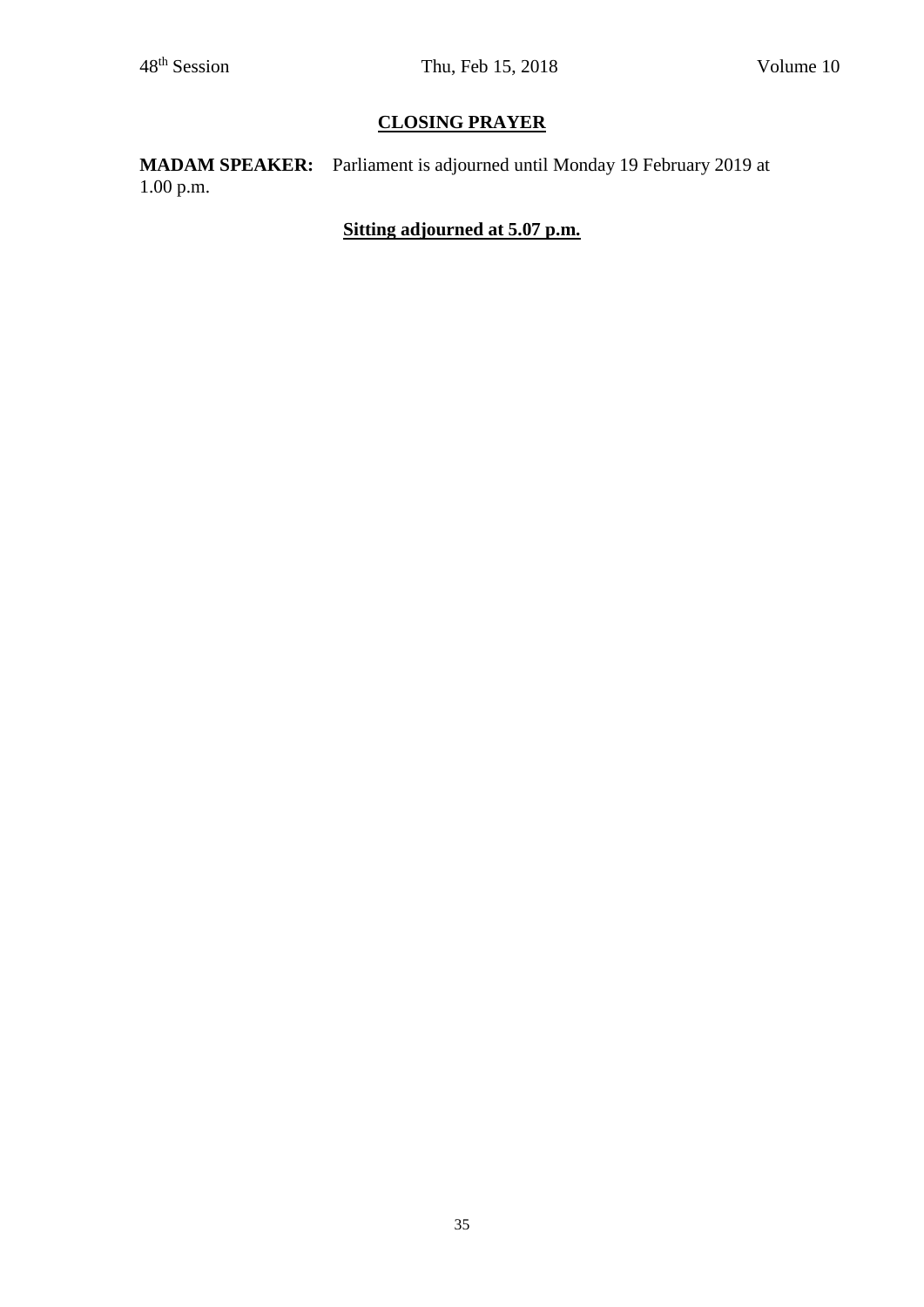## CLOSING PRAYER

**MADAM SPEAKER:** Parliament is adjourned until Monday 19 February 2019 at 1.00 p.m.

**Sitting adjourned at 5.07 p.m.**